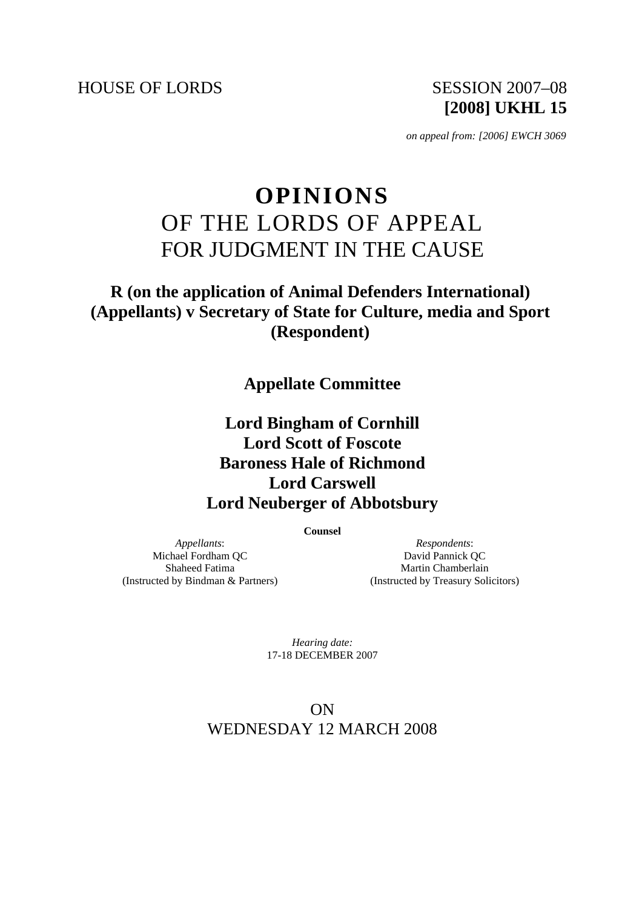HOUSE OF LORDS SESSION 2007–08

**[2008] UKHL 15**

*on appeal from: [2006] EWCH 3069*

# OPINIONS
# OF THE LORDS OF APPEAL
# FOR JUDGMENT IN THE CAUSE

## R (on the application of Animal Defenders International) (Appellants) v Secretary of State for Culture, media and Sport (Respondent)

### Appellate Committee

**Lord Bingham of Cornhill**
**Lord Scott of Foscote**
**Baroness Hale of Richmond**
**Lord Carswell**
**Lord Neuberger of Abbotsbury**

**Counsel**

*Appellants*:
Michael Fordham QC
Shaheed Fatima
(Instructed by Bindman & Partners)

*Respondents*:
David Pannick QC
Martin Chamberlain
(Instructed by Treasury Solicitors)

*Hearing date:*
17-18 DECEMBER 2007

ON
WEDNESDAY 12 MARCH 2008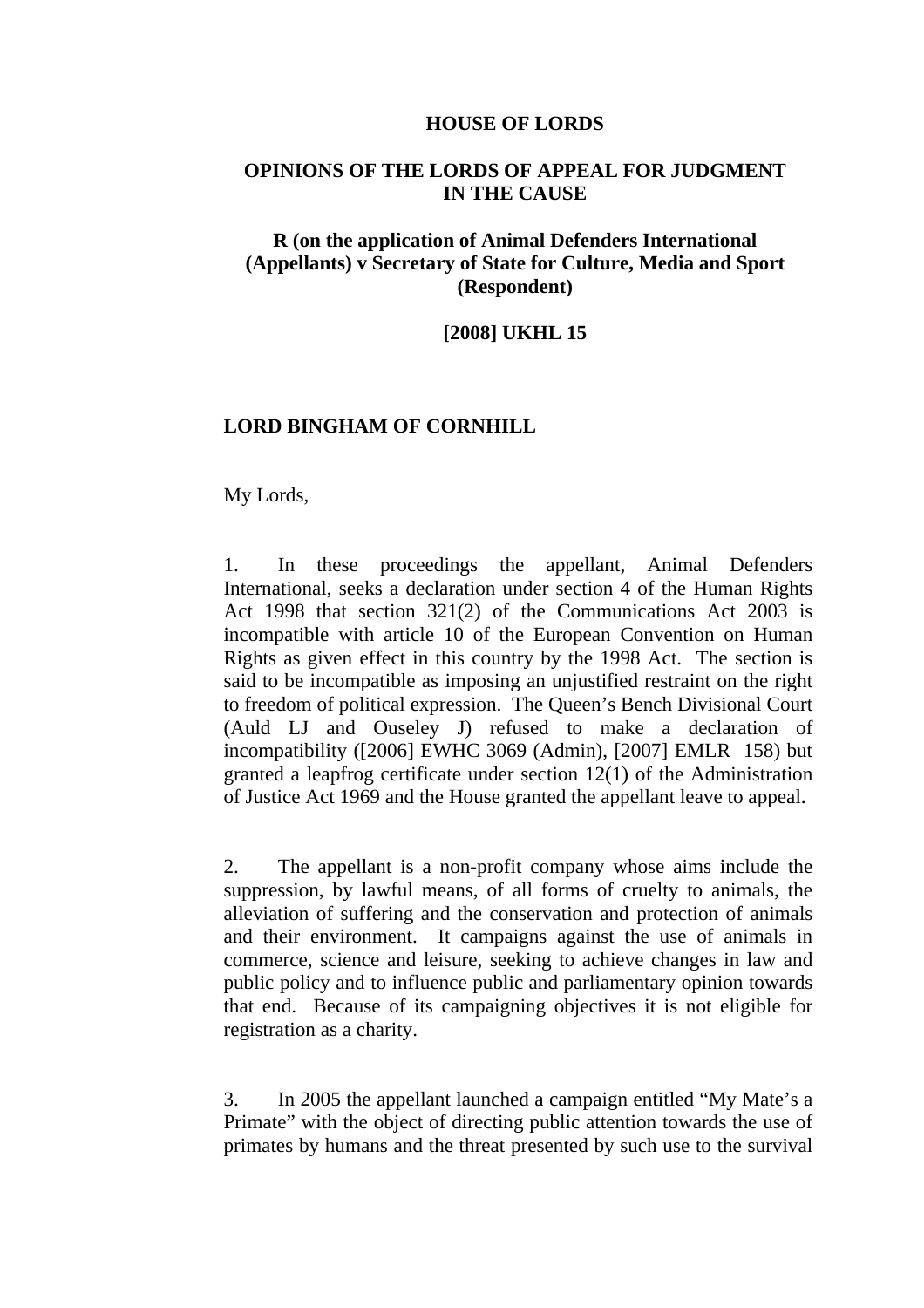**HOUSE OF LORDS**

**OPINIONS OF THE LORDS OF APPEAL FOR JUDGMENT IN THE CAUSE**

**R (on the application of Animal Defenders International (Appellants) v Secretary of State for Culture, Media and Sport (Respondent)**

**[2008] UKHL 15**

**LORD BINGHAM OF CORNHILL**

My Lords,

1. In these proceedings the appellant, Animal Defenders International, seeks a declaration under section 4 of the Human Rights Act 1998 that section 321(2) of the Communications Act 2003 is incompatible with article 10 of the European Convention on Human Rights as given effect in this country by the 1998 Act. The section is said to be incompatible as imposing an unjustified restraint on the right to freedom of political expression. The Queen's Bench Divisional Court (Auld LJ and Ouseley J) refused to make a declaration of incompatibility ([2006] EWHC 3069 (Admin), [2007] EMLR 158) but granted a leapfrog certificate under section 12(1) of the Administration of Justice Act 1969 and the House granted the appellant leave to appeal.

2. The appellant is a non-profit company whose aims include the suppression, by lawful means, of all forms of cruelty to animals, the alleviation of suffering and the conservation and protection of animals and their environment. It campaigns against the use of animals in commerce, science and leisure, seeking to achieve changes in law and public policy and to influence public and parliamentary opinion towards that end. Because of its campaigning objectives it is not eligible for registration as a charity.

3. In 2005 the appellant launched a campaign entitled "My Mate's a Primate" with the object of directing public attention towards the use of primates by humans and the threat presented by such use to the survival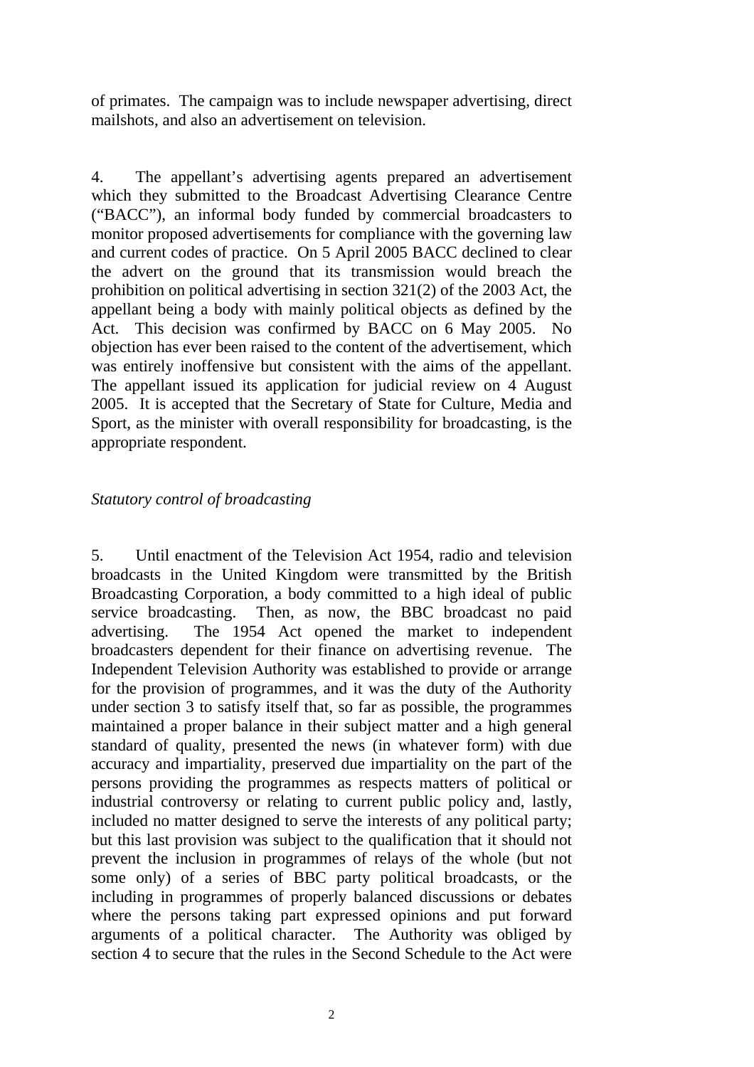of primates. The campaign was to include newspaper advertising, direct mailshots, and also an advertisement on television.

4. The appellant's advertising agents prepared an advertisement which they submitted to the Broadcast Advertising Clearance Centre ("BACC"), an informal body funded by commercial broadcasters to monitor proposed advertisements for compliance with the governing law and current codes of practice. On 5 April 2005 BACC declined to clear the advert on the ground that its transmission would breach the prohibition on political advertising in section 321(2) of the 2003 Act, the appellant being a body with mainly political objects as defined by the Act. This decision was confirmed by BACC on 6 May 2005. No objection has ever been raised to the content of the advertisement, which was entirely inoffensive but consistent with the aims of the appellant. The appellant issued its application for judicial review on 4 August 2005. It is accepted that the Secretary of State for Culture, Media and Sport, as the minister with overall responsibility for broadcasting, is the appropriate respondent.

*Statutory control of broadcasting*

5. Until enactment of the Television Act 1954, radio and television broadcasts in the United Kingdom were transmitted by the British Broadcasting Corporation, a body committed to a high ideal of public service broadcasting. Then, as now, the BBC broadcast no paid advertising. The 1954 Act opened the market to independent broadcasters dependent for their finance on advertising revenue. The Independent Television Authority was established to provide or arrange for the provision of programmes, and it was the duty of the Authority under section 3 to satisfy itself that, so far as possible, the programmes maintained a proper balance in their subject matter and a high general standard of quality, presented the news (in whatever form) with due accuracy and impartiality, preserved due impartiality on the part of the persons providing the programmes as respects matters of political or industrial controversy or relating to current public policy and, lastly, included no matter designed to serve the interests of any political party; but this last provision was subject to the qualification that it should not prevent the inclusion in programmes of relays of the whole (but not some only) of a series of BBC party political broadcasts, or the including in programmes of properly balanced discussions or debates where the persons taking part expressed opinions and put forward arguments of a political character. The Authority was obliged by section 4 to secure that the rules in the Second Schedule to the Act were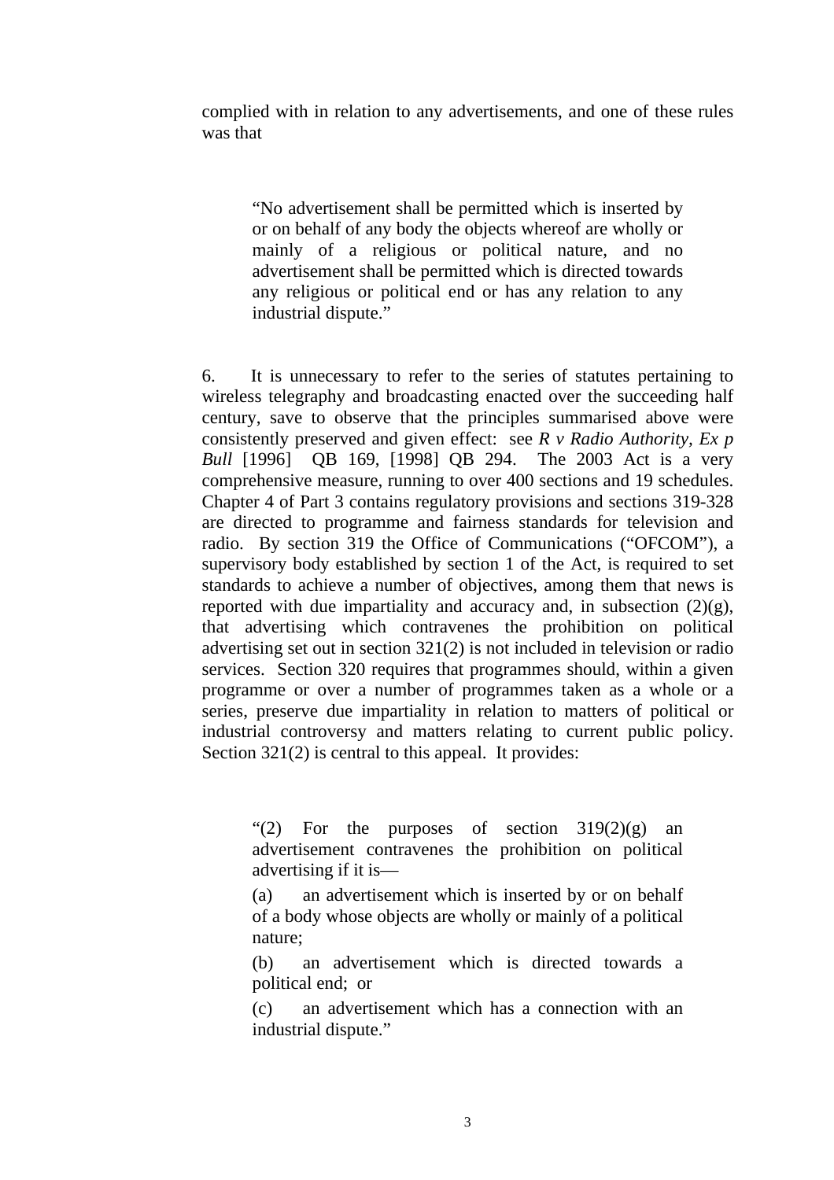complied with in relation to any advertisements, and one of these rules was that

> "No advertisement shall be permitted which is inserted by or on behalf of any body the objects whereof are wholly or mainly of a religious or political nature, and no advertisement shall be permitted which is directed towards any religious or political end or has any relation to any industrial dispute."

6. It is unnecessary to refer to the series of statutes pertaining to wireless telegraphy and broadcasting enacted over the succeeding half century, save to observe that the principles summarised above were consistently preserved and given effect: see *R v Radio Authority, Ex p Bull* [1996] QB 169, [1998] QB 294. The 2003 Act is a very comprehensive measure, running to over 400 sections and 19 schedules. Chapter 4 of Part 3 contains regulatory provisions and sections 319-328 are directed to programme and fairness standards for television and radio. By section 319 the Office of Communications ("OFCOM"), a supervisory body established by section 1 of the Act, is required to set standards to achieve a number of objectives, among them that news is reported with due impartiality and accuracy and, in subsection (2)(g), that advertising which contravenes the prohibition on political advertising set out in section 321(2) is not included in television or radio services. Section 320 requires that programmes should, within a given programme or over a number of programmes taken as a whole or a series, preserve due impartiality in relation to matters of political or industrial controversy and matters relating to current public policy. Section 321(2) is central to this appeal. It provides:

> "(2) For the purposes of section 319(2)(g) an advertisement contravenes the prohibition on political advertising if it is—
>
> (a) an advertisement which is inserted by or on behalf of a body whose objects are wholly or mainly of a political nature;
>
> (b) an advertisement which is directed towards a political end; or
>
> (c) an advertisement which has a connection with an industrial dispute."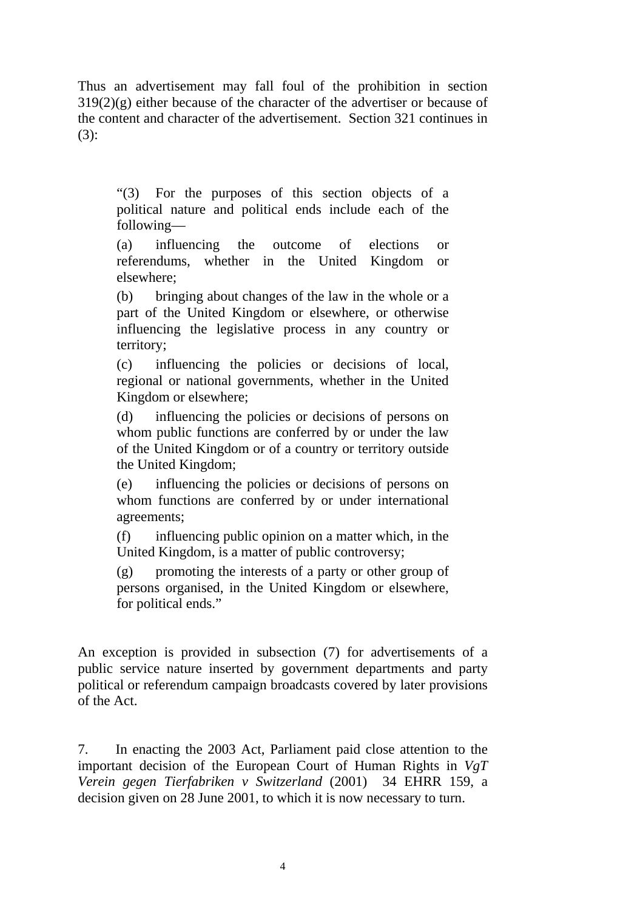Thus an advertisement may fall foul of the prohibition in section 319(2)(g) either because of the character of the advertiser or because of the content and character of the advertisement. Section 321 continues in (3):

> "(3) For the purposes of this section objects of a political nature and political ends include each of the following—
>
> (a) influencing the outcome of elections or referendums, whether in the United Kingdom or elsewhere;
>
> (b) bringing about changes of the law in the whole or a part of the United Kingdom or elsewhere, or otherwise influencing the legislative process in any country or territory;
>
> (c) influencing the policies or decisions of local, regional or national governments, whether in the United Kingdom or elsewhere;
>
> (d) influencing the policies or decisions of persons on whom public functions are conferred by or under the law of the United Kingdom or of a country or territory outside the United Kingdom;
>
> (e) influencing the policies or decisions of persons on whom functions are conferred by or under international agreements;
>
> (f) influencing public opinion on a matter which, in the United Kingdom, is a matter of public controversy;
>
> (g) promoting the interests of a party or other group of persons organised, in the United Kingdom or elsewhere, for political ends."

An exception is provided in subsection (7) for advertisements of a public service nature inserted by government departments and party political or referendum campaign broadcasts covered by later provisions of the Act.

7. In enacting the 2003 Act, Parliament paid close attention to the important decision of the European Court of Human Rights in *VgT Verein gegen Tierfabriken v Switzerland* (2001) 34 EHRR 159, a decision given on 28 June 2001, to which it is now necessary to turn.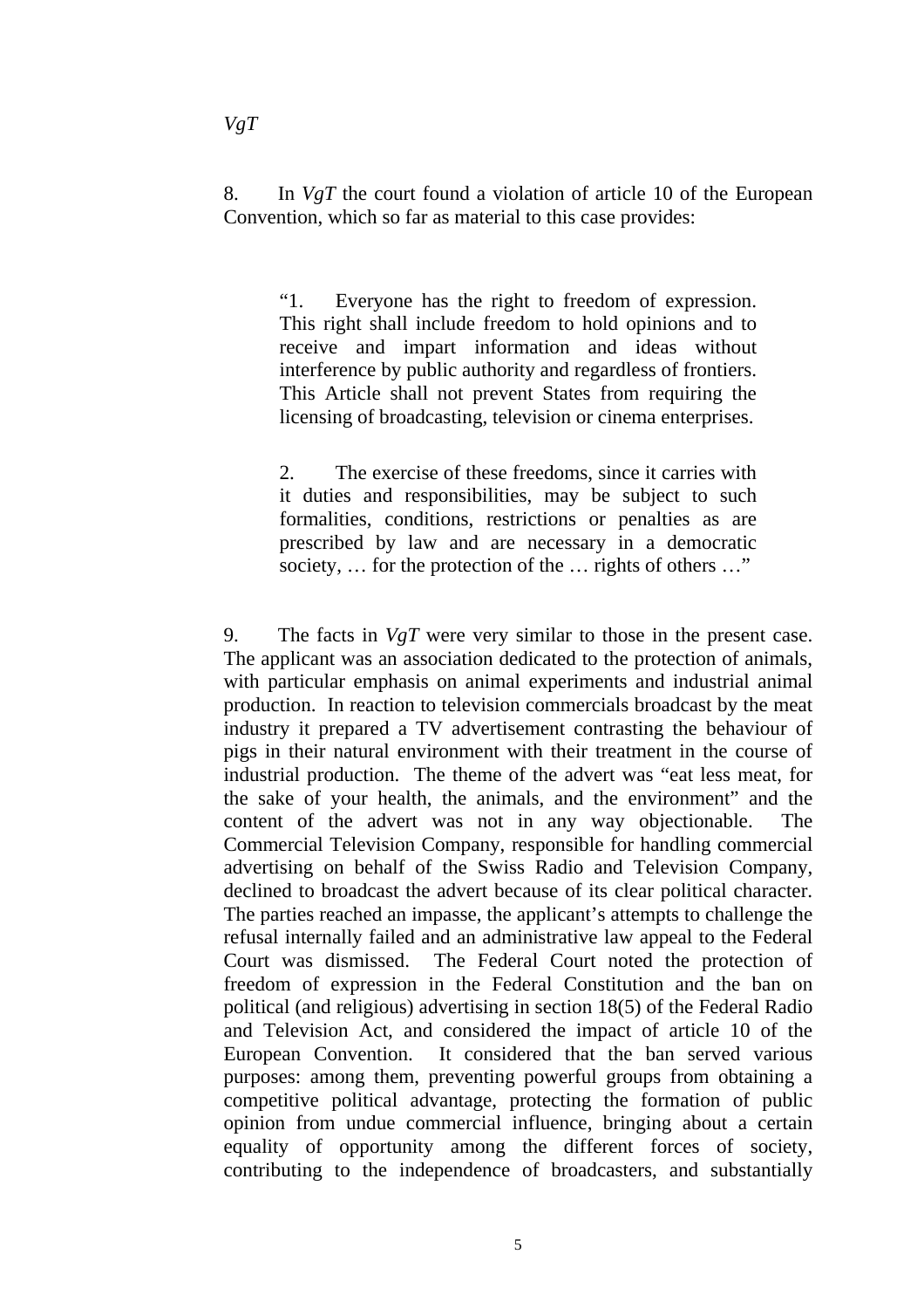*VgT*

8. In *VgT* the court found a violation of article 10 of the European Convention, which so far as material to this case provides:

> "1. Everyone has the right to freedom of expression. This right shall include freedom to hold opinions and to receive and impart information and ideas without interference by public authority and regardless of frontiers. This Article shall not prevent States from requiring the licensing of broadcasting, television or cinema enterprises.
>
> 2. The exercise of these freedoms, since it carries with it duties and responsibilities, may be subject to such formalities, conditions, restrictions or penalties as are prescribed by law and are necessary in a democratic society, … for the protection of the … rights of others …"

9. The facts in *VgT* were very similar to those in the present case. The applicant was an association dedicated to the protection of animals, with particular emphasis on animal experiments and industrial animal production. In reaction to television commercials broadcast by the meat industry it prepared a TV advertisement contrasting the behaviour of pigs in their natural environment with their treatment in the course of industrial production. The theme of the advert was "eat less meat, for the sake of your health, the animals, and the environment" and the content of the advert was not in any way objectionable. The Commercial Television Company, responsible for handling commercial advertising on behalf of the Swiss Radio and Television Company, declined to broadcast the advert because of its clear political character. The parties reached an impasse, the applicant's attempts to challenge the refusal internally failed and an administrative law appeal to the Federal Court was dismissed. The Federal Court noted the protection of freedom of expression in the Federal Constitution and the ban on political (and religious) advertising in section 18(5) of the Federal Radio and Television Act, and considered the impact of article 10 of the European Convention. It considered that the ban served various purposes: among them, preventing powerful groups from obtaining a competitive political advantage, protecting the formation of public opinion from undue commercial influence, bringing about a certain equality of opportunity among the different forces of society, contributing to the independence of broadcasters, and substantially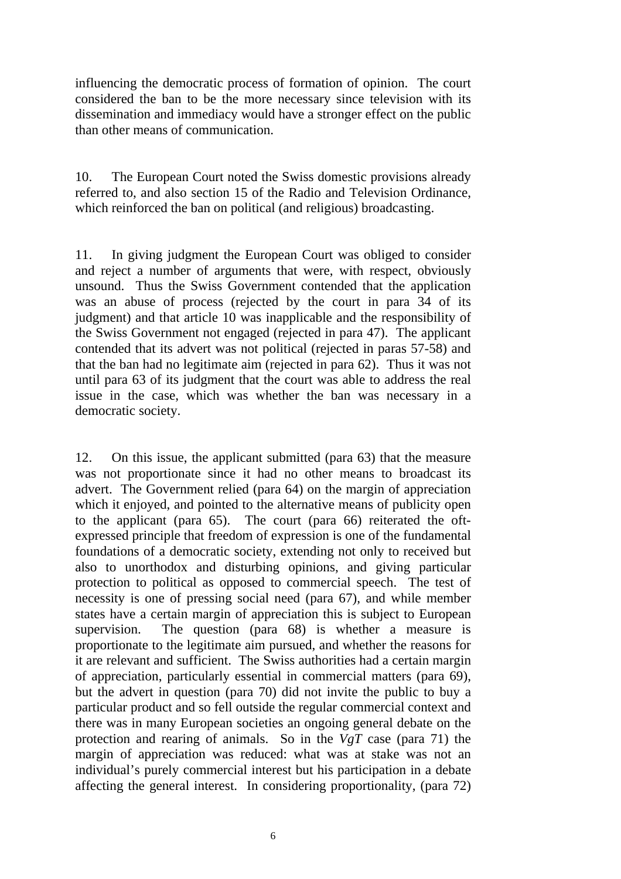influencing the democratic process of formation of opinion. The court considered the ban to be the more necessary since television with its dissemination and immediacy would have a stronger effect on the public than other means of communication.

10. The European Court noted the Swiss domestic provisions already referred to, and also section 15 of the Radio and Television Ordinance, which reinforced the ban on political (and religious) broadcasting.

11. In giving judgment the European Court was obliged to consider and reject a number of arguments that were, with respect, obviously unsound. Thus the Swiss Government contended that the application was an abuse of process (rejected by the court in para 34 of its judgment) and that article 10 was inapplicable and the responsibility of the Swiss Government not engaged (rejected in para 47). The applicant contended that its advert was not political (rejected in paras 57-58) and that the ban had no legitimate aim (rejected in para 62). Thus it was not until para 63 of its judgment that the court was able to address the real issue in the case, which was whether the ban was necessary in a democratic society.

12. On this issue, the applicant submitted (para 63) that the measure was not proportionate since it had no other means to broadcast its advert. The Government relied (para 64) on the margin of appreciation which it enjoyed, and pointed to the alternative means of publicity open to the applicant (para 65). The court (para 66) reiterated the oft-expressed principle that freedom of expression is one of the fundamental foundations of a democratic society, extending not only to received but also to unorthodox and disturbing opinions, and giving particular protection to political as opposed to commercial speech. The test of necessity is one of pressing social need (para 67), and while member states have a certain margin of appreciation this is subject to European supervision. The question (para 68) is whether a measure is proportionate to the legitimate aim pursued, and whether the reasons for it are relevant and sufficient. The Swiss authorities had a certain margin of appreciation, particularly essential in commercial matters (para 69), but the advert in question (para 70) did not invite the public to buy a particular product and so fell outside the regular commercial context and there was in many European societies an ongoing general debate on the protection and rearing of animals. So in the *VgT* case (para 71) the margin of appreciation was reduced: what was at stake was not an individual's purely commercial interest but his participation in a debate affecting the general interest. In considering proportionality, (para 72)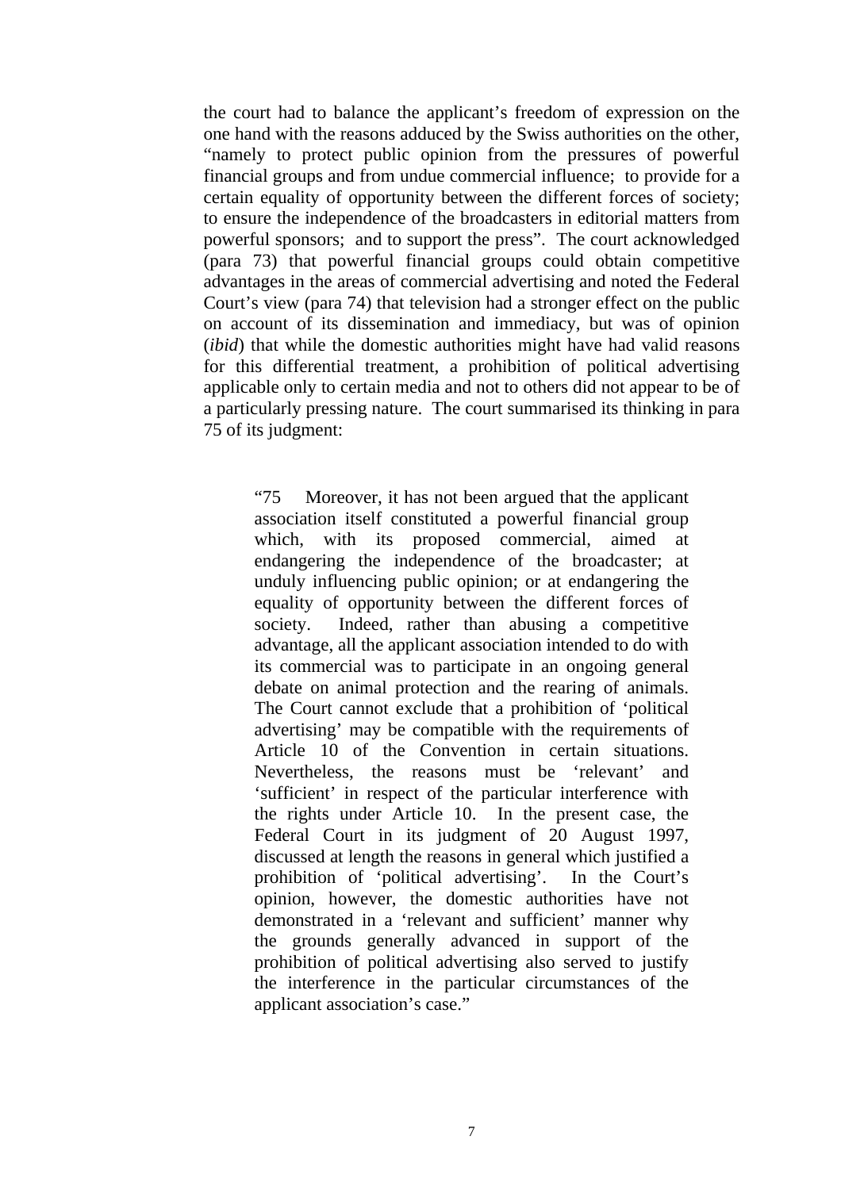the court had to balance the applicant's freedom of expression on the one hand with the reasons adduced by the Swiss authorities on the other, "namely to protect public opinion from the pressures of powerful financial groups and from undue commercial influence; to provide for a certain equality of opportunity between the different forces of society; to ensure the independence of the broadcasters in editorial matters from powerful sponsors; and to support the press". The court acknowledged (para 73) that powerful financial groups could obtain competitive advantages in the areas of commercial advertising and noted the Federal Court's view (para 74) that television had a stronger effect on the public on account of its dissemination and immediacy, but was of opinion (*ibid*) that while the domestic authorities might have had valid reasons for this differential treatment, a prohibition of political advertising applicable only to certain media and not to others did not appear to be of a particularly pressing nature. The court summarised its thinking in para 75 of its judgment:

> "75 Moreover, it has not been argued that the applicant association itself constituted a powerful financial group which, with its proposed commercial, aimed at endangering the independence of the broadcaster; at unduly influencing public opinion; or at endangering the equality of opportunity between the different forces of society. Indeed, rather than abusing a competitive advantage, all the applicant association intended to do with its commercial was to participate in an ongoing general debate on animal protection and the rearing of animals. The Court cannot exclude that a prohibition of 'political advertising' may be compatible with the requirements of Article 10 of the Convention in certain situations. Nevertheless, the reasons must be 'relevant' and 'sufficient' in respect of the particular interference with the rights under Article 10. In the present case, the Federal Court in its judgment of 20 August 1997, discussed at length the reasons in general which justified a prohibition of 'political advertising'. In the Court's opinion, however, the domestic authorities have not demonstrated in a 'relevant and sufficient' manner why the grounds generally advanced in support of the prohibition of political advertising also served to justify the interference in the particular circumstances of the applicant association's case."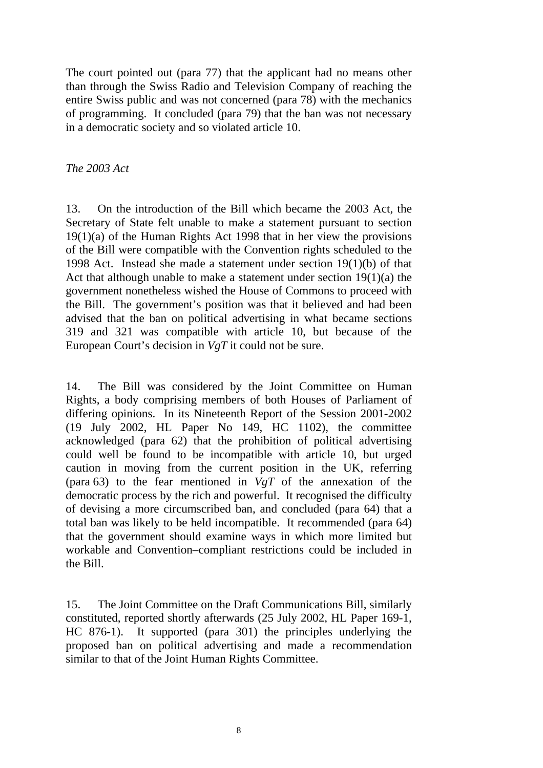The court pointed out (para 77) that the applicant had no means other than through the Swiss Radio and Television Company of reaching the entire Swiss public and was not concerned (para 78) with the mechanics of programming. It concluded (para 79) that the ban was not necessary in a democratic society and so violated article 10.

*The 2003 Act*

13. On the introduction of the Bill which became the 2003 Act, the Secretary of State felt unable to make a statement pursuant to section 19(1)(a) of the Human Rights Act 1998 that in her view the provisions of the Bill were compatible with the Convention rights scheduled to the 1998 Act. Instead she made a statement under section 19(1)(b) of that Act that although unable to make a statement under section 19(1)(a) the government nonetheless wished the House of Commons to proceed with the Bill. The government's position was that it believed and had been advised that the ban on political advertising in what became sections 319 and 321 was compatible with article 10, but because of the European Court's decision in *VgT* it could not be sure.

14. The Bill was considered by the Joint Committee on Human Rights, a body comprising members of both Houses of Parliament of differing opinions. In its Nineteenth Report of the Session 2001-2002 (19 July 2002, HL Paper No 149, HC 1102), the committee acknowledged (para 62) that the prohibition of political advertising could well be found to be incompatible with article 10, but urged caution in moving from the current position in the UK, referring (para 63) to the fear mentioned in *VgT* of the annexation of the democratic process by the rich and powerful. It recognised the difficulty of devising a more circumscribed ban, and concluded (para 64) that a total ban was likely to be held incompatible. It recommended (para 64) that the government should examine ways in which more limited but workable and Convention–compliant restrictions could be included in the Bill.

15. The Joint Committee on the Draft Communications Bill, similarly constituted, reported shortly afterwards (25 July 2002, HL Paper 169-1, HC 876-1). It supported (para 301) the principles underlying the proposed ban on political advertising and made a recommendation similar to that of the Joint Human Rights Committee.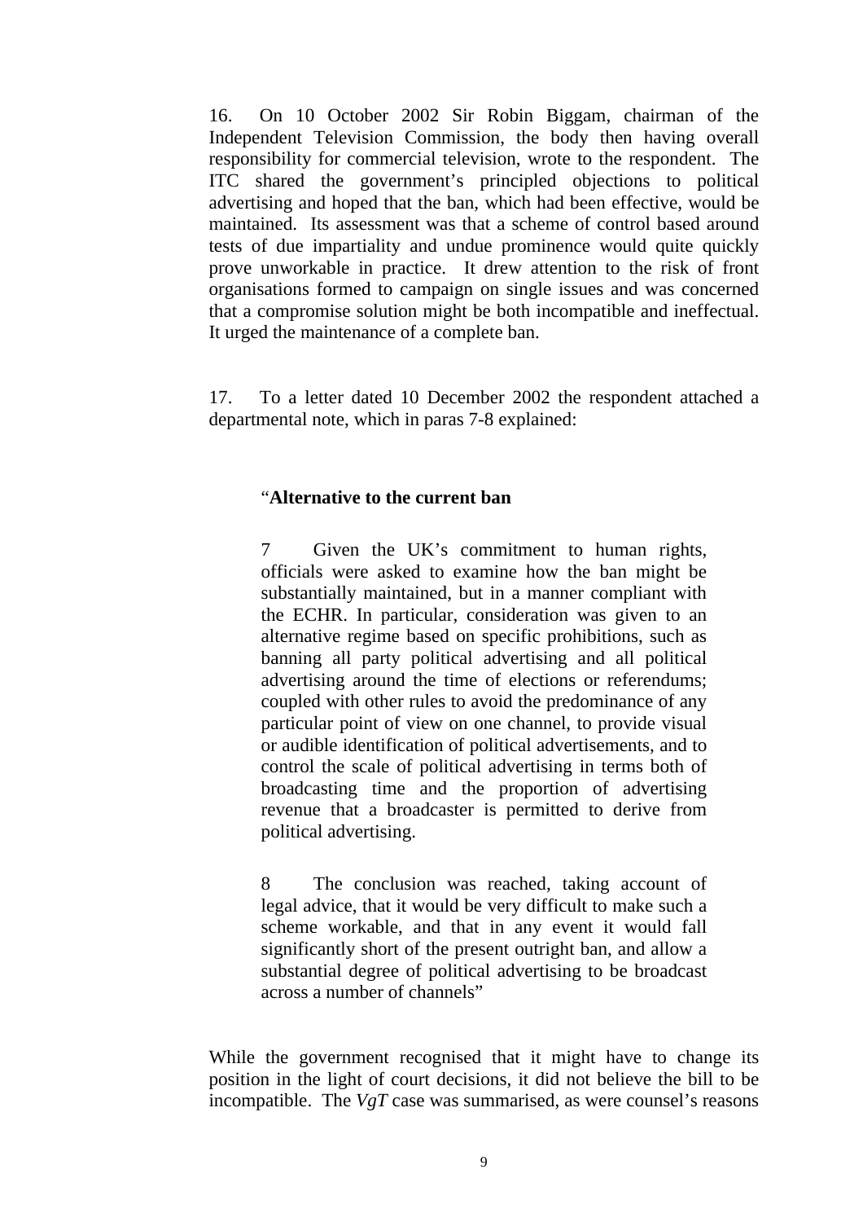16. On 10 October 2002 Sir Robin Biggam, chairman of the Independent Television Commission, the body then having overall responsibility for commercial television, wrote to the respondent. The ITC shared the government's principled objections to political advertising and hoped that the ban, which had been effective, would be maintained. Its assessment was that a scheme of control based around tests of due impartiality and undue prominence would quite quickly prove unworkable in practice. It drew attention to the risk of front organisations formed to campaign on single issues and was concerned that a compromise solution might be both incompatible and ineffectual. It urged the maintenance of a complete ban.

17. To a letter dated 10 December 2002 the respondent attached a departmental note, which in paras 7-8 explained:

> "**Alternative to the current ban**
>
> 7 Given the UK's commitment to human rights, officials were asked to examine how the ban might be substantially maintained, but in a manner compliant with the ECHR. In particular, consideration was given to an alternative regime based on specific prohibitions, such as banning all party political advertising and all political advertising around the time of elections or referendums; coupled with other rules to avoid the predominance of any particular point of view on one channel, to provide visual or audible identification of political advertisements, and to control the scale of political advertising in terms both of broadcasting time and the proportion of advertising revenue that a broadcaster is permitted to derive from political advertising.
>
> 8 The conclusion was reached, taking account of legal advice, that it would be very difficult to make such a scheme workable, and that in any event it would fall significantly short of the present outright ban, and allow a substantial degree of political advertising to be broadcast across a number of channels"

While the government recognised that it might have to change its position in the light of court decisions, it did not believe the bill to be incompatible. The *VgT* case was summarised, as were counsel's reasons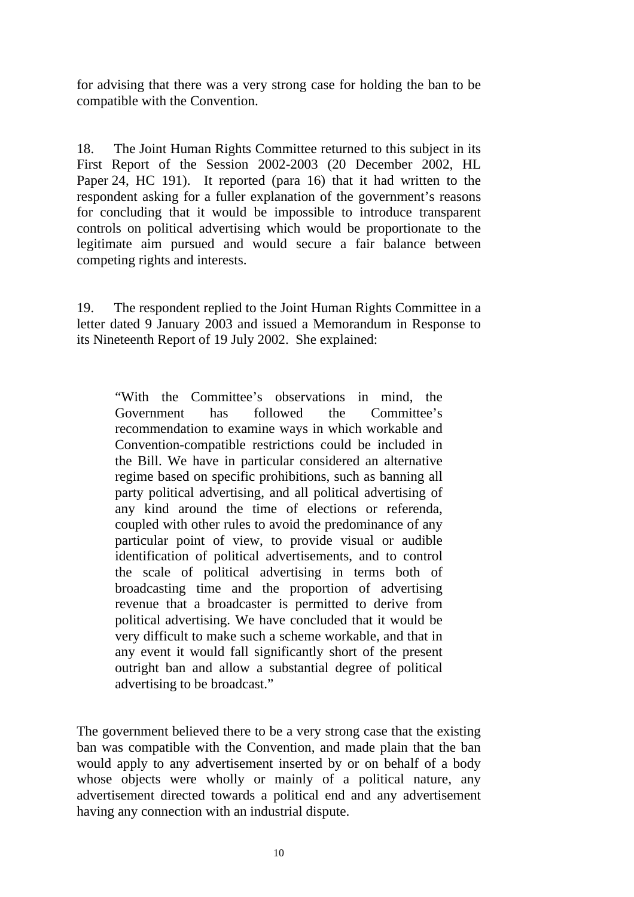for advising that there was a very strong case for holding the ban to be compatible with the Convention.

18. The Joint Human Rights Committee returned to this subject in its First Report of the Session 2002-2003 (20 December 2002, HL Paper 24, HC 191). It reported (para 16) that it had written to the respondent asking for a fuller explanation of the government's reasons for concluding that it would be impossible to introduce transparent controls on political advertising which would be proportionate to the legitimate aim pursued and would secure a fair balance between competing rights and interests.

19. The respondent replied to the Joint Human Rights Committee in a letter dated 9 January 2003 and issued a Memorandum in Response to its Nineteenth Report of 19 July 2002. She explained:

> "With the Committee's observations in mind, the Government has followed the Committee's recommendation to examine ways in which workable and Convention-compatible restrictions could be included in the Bill. We have in particular considered an alternative regime based on specific prohibitions, such as banning all party political advertising, and all political advertising of any kind around the time of elections or referenda, coupled with other rules to avoid the predominance of any particular point of view, to provide visual or audible identification of political advertisements, and to control the scale of political advertising in terms both of broadcasting time and the proportion of advertising revenue that a broadcaster is permitted to derive from political advertising. We have concluded that it would be very difficult to make such a scheme workable, and that in any event it would fall significantly short of the present outright ban and allow a substantial degree of political advertising to be broadcast."

The government believed there to be a very strong case that the existing ban was compatible with the Convention, and made plain that the ban would apply to any advertisement inserted by or on behalf of a body whose objects were wholly or mainly of a political nature, any advertisement directed towards a political end and any advertisement having any connection with an industrial dispute.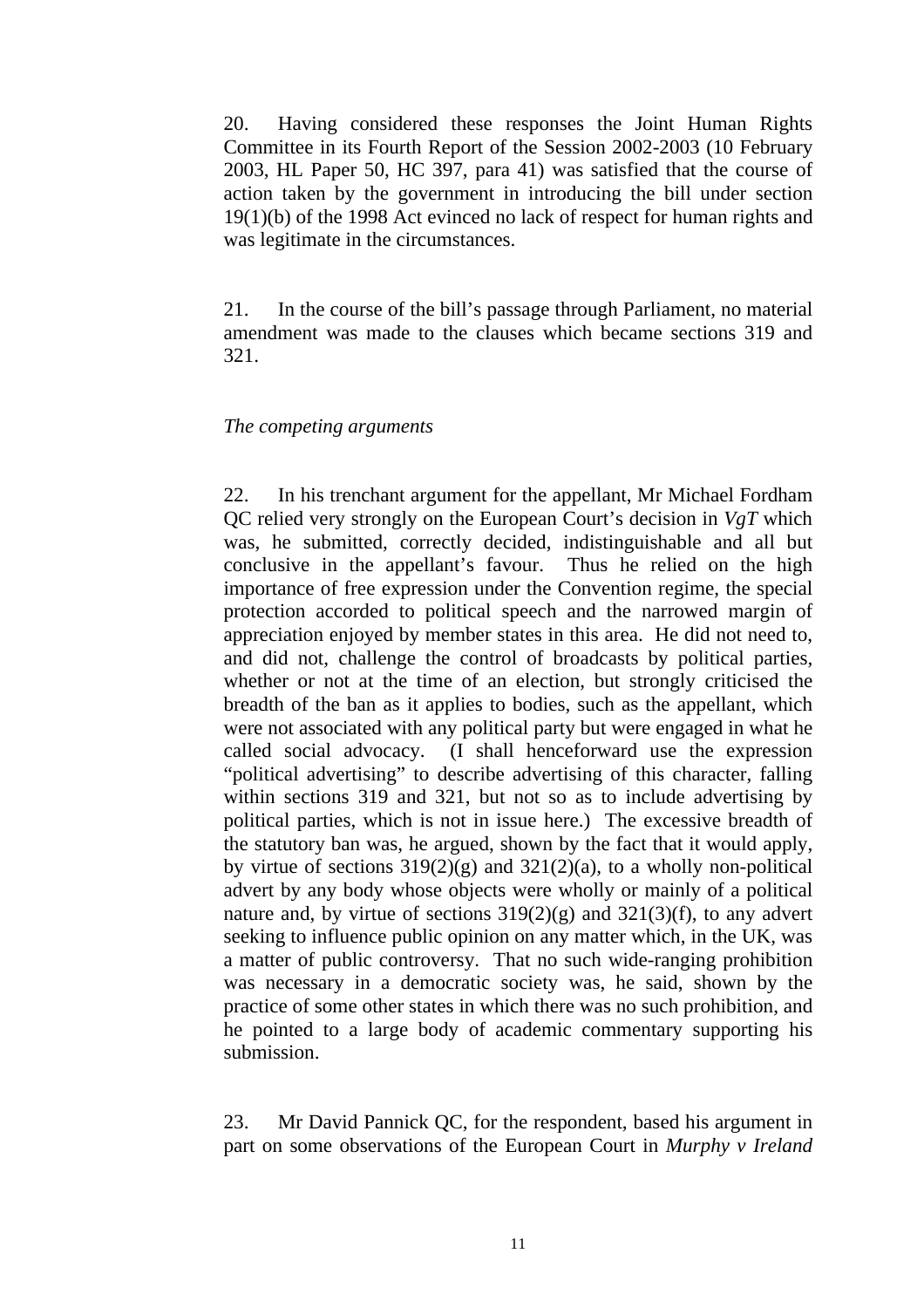20. Having considered these responses the Joint Human Rights Committee in its Fourth Report of the Session 2002-2003 (10 February 2003, HL Paper 50, HC 397, para 41) was satisfied that the course of action taken by the government in introducing the bill under section 19(1)(b) of the 1998 Act evinced no lack of respect for human rights and was legitimate in the circumstances.

21. In the course of the bill's passage through Parliament, no material amendment was made to the clauses which became sections 319 and 321.

*The competing arguments*

22. In his trenchant argument for the appellant, Mr Michael Fordham QC relied very strongly on the European Court's decision in *VgT* which was, he submitted, correctly decided, indistinguishable and all but conclusive in the appellant's favour. Thus he relied on the high importance of free expression under the Convention regime, the special protection accorded to political speech and the narrowed margin of appreciation enjoyed by member states in this area. He did not need to, and did not, challenge the control of broadcasts by political parties, whether or not at the time of an election, but strongly criticised the breadth of the ban as it applies to bodies, such as the appellant, which were not associated with any political party but were engaged in what he called social advocacy. (I shall henceforward use the expression "political advertising" to describe advertising of this character, falling within sections 319 and 321, but not so as to include advertising by political parties, which is not in issue here.) The excessive breadth of the statutory ban was, he argued, shown by the fact that it would apply, by virtue of sections 319(2)(g) and 321(2)(a), to a wholly non-political advert by any body whose objects were wholly or mainly of a political nature and, by virtue of sections 319(2)(g) and 321(3)(f), to any advert seeking to influence public opinion on any matter which, in the UK, was a matter of public controversy. That no such wide-ranging prohibition was necessary in a democratic society was, he said, shown by the practice of some other states in which there was no such prohibition, and he pointed to a large body of academic commentary supporting his submission.

23. Mr David Pannick QC, for the respondent, based his argument in part on some observations of the European Court in *Murphy v Ireland*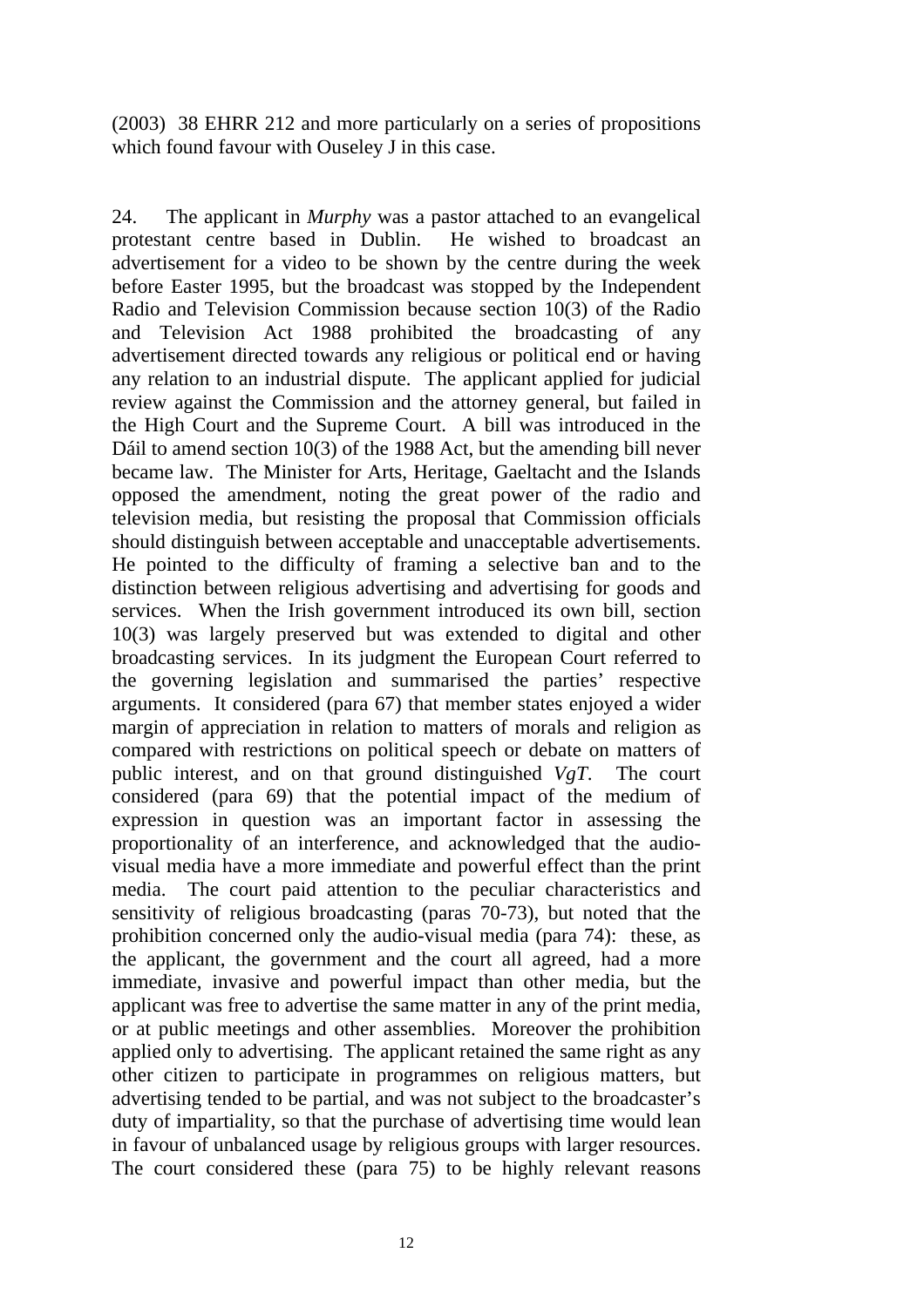(2003) 38 EHRR 212 and more particularly on a series of propositions which found favour with Ouseley J in this case.

24. The applicant in *Murphy* was a pastor attached to an evangelical protestant centre based in Dublin. He wished to broadcast an advertisement for a video to be shown by the centre during the week before Easter 1995, but the broadcast was stopped by the Independent Radio and Television Commission because section 10(3) of the Radio and Television Act 1988 prohibited the broadcasting of any advertisement directed towards any religious or political end or having any relation to an industrial dispute. The applicant applied for judicial review against the Commission and the attorney general, but failed in the High Court and the Supreme Court. A bill was introduced in the Dáil to amend section 10(3) of the 1988 Act, but the amending bill never became law. The Minister for Arts, Heritage, Gaeltacht and the Islands opposed the amendment, noting the great power of the radio and television media, but resisting the proposal that Commission officials should distinguish between acceptable and unacceptable advertisements. He pointed to the difficulty of framing a selective ban and to the distinction between religious advertising and advertising for goods and services. When the Irish government introduced its own bill, section 10(3) was largely preserved but was extended to digital and other broadcasting services. In its judgment the European Court referred to the governing legislation and summarised the parties' respective arguments. It considered (para 67) that member states enjoyed a wider margin of appreciation in relation to matters of morals and religion as compared with restrictions on political speech or debate on matters of public interest, and on that ground distinguished *VgT*. The court considered (para 69) that the potential impact of the medium of expression in question was an important factor in assessing the proportionality of an interference, and acknowledged that the audio-visual media have a more immediate and powerful effect than the print media. The court paid attention to the peculiar characteristics and sensitivity of religious broadcasting (paras 70-73), but noted that the prohibition concerned only the audio-visual media (para 74): these, as the applicant, the government and the court all agreed, had a more immediate, invasive and powerful impact than other media, but the applicant was free to advertise the same matter in any of the print media, or at public meetings and other assemblies. Moreover the prohibition applied only to advertising. The applicant retained the same right as any other citizen to participate in programmes on religious matters, but advertising tended to be partial, and was not subject to the broadcaster's duty of impartiality, so that the purchase of advertising time would lean in favour of unbalanced usage by religious groups with larger resources. The court considered these (para 75) to be highly relevant reasons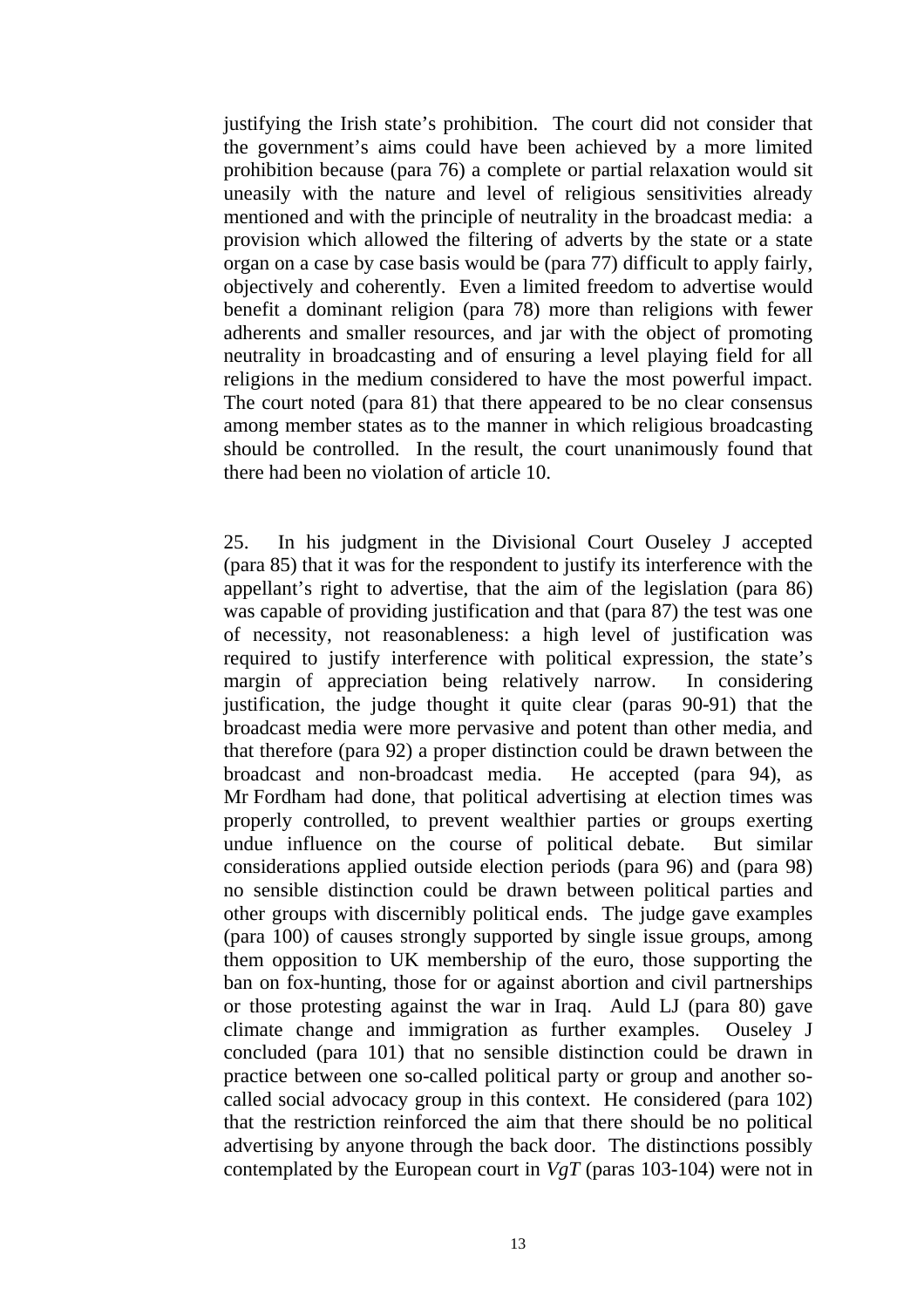justifying the Irish state's prohibition. The court did not consider that the government's aims could have been achieved by a more limited prohibition because (para 76) a complete or partial relaxation would sit uneasily with the nature and level of religious sensitivities already mentioned and with the principle of neutrality in the broadcast media: a provision which allowed the filtering of adverts by the state or a state organ on a case by case basis would be (para 77) difficult to apply fairly, objectively and coherently. Even a limited freedom to advertise would benefit a dominant religion (para 78) more than religions with fewer adherents and smaller resources, and jar with the object of promoting neutrality in broadcasting and of ensuring a level playing field for all religions in the medium considered to have the most powerful impact. The court noted (para 81) that there appeared to be no clear consensus among member states as to the manner in which religious broadcasting should be controlled. In the result, the court unanimously found that there had been no violation of article 10.

25. In his judgment in the Divisional Court Ouseley J accepted (para 85) that it was for the respondent to justify its interference with the appellant's right to advertise, that the aim of the legislation (para 86) was capable of providing justification and that (para 87) the test was one of necessity, not reasonableness: a high level of justification was required to justify interference with political expression, the state's margin of appreciation being relatively narrow. In considering justification, the judge thought it quite clear (paras 90-91) that the broadcast media were more pervasive and potent than other media, and that therefore (para 92) a proper distinction could be drawn between the broadcast and non-broadcast media. He accepted (para 94), as Mr Fordham had done, that political advertising at election times was properly controlled, to prevent wealthier parties or groups exerting undue influence on the course of political debate. But similar considerations applied outside election periods (para 96) and (para 98) no sensible distinction could be drawn between political parties and other groups with discernibly political ends. The judge gave examples (para 100) of causes strongly supported by single issue groups, among them opposition to UK membership of the euro, those supporting the ban on fox-hunting, those for or against abortion and civil partnerships or those protesting against the war in Iraq. Auld LJ (para 80) gave climate change and immigration as further examples. Ouseley J concluded (para 101) that no sensible distinction could be drawn in practice between one so-called political party or group and another so-called social advocacy group in this context. He considered (para 102) that the restriction reinforced the aim that there should be no political advertising by anyone through the back door. The distinctions possibly contemplated by the European court in *VgT* (paras 103-104) were not in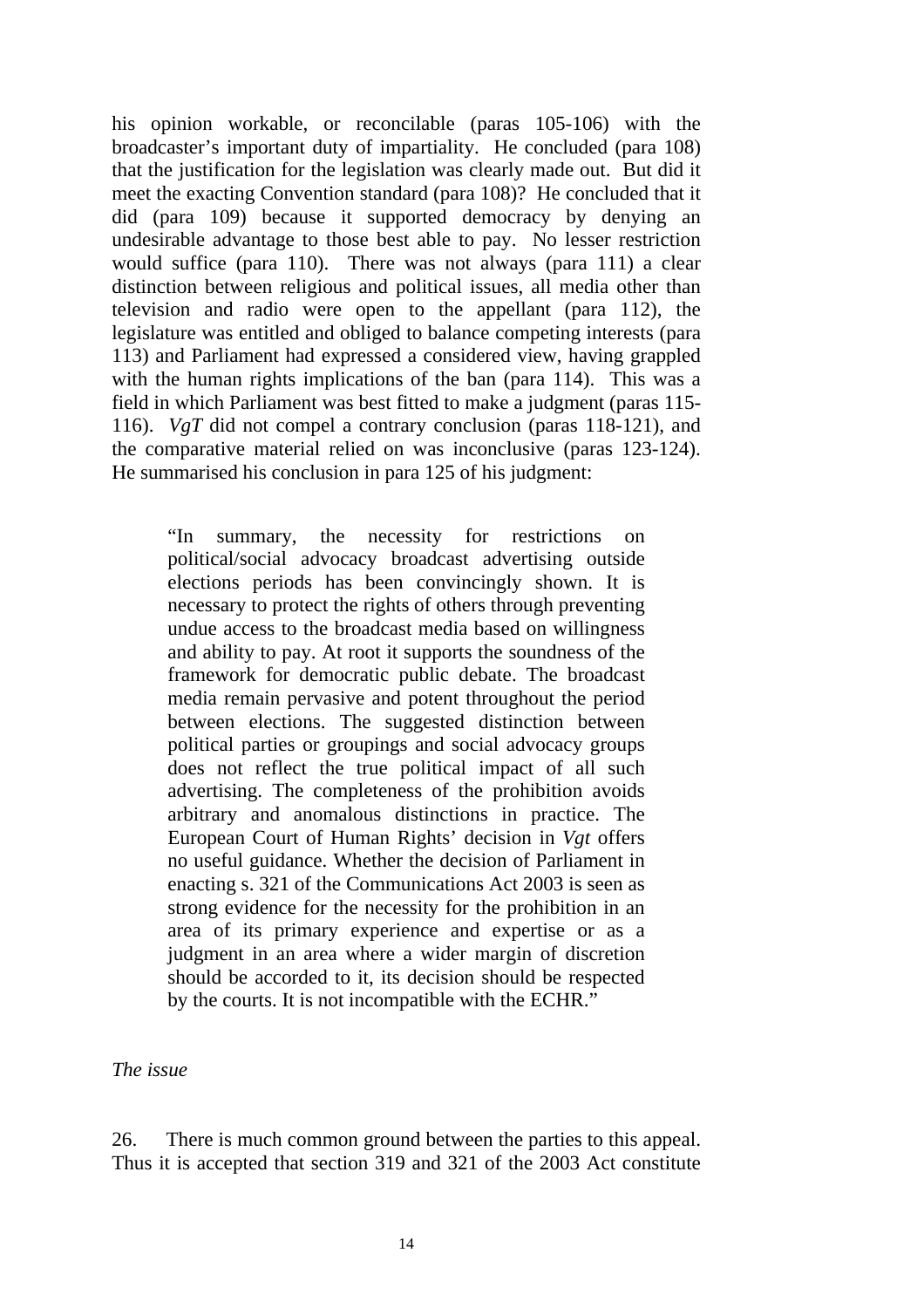his opinion workable, or reconcilable (paras 105-106) with the broadcaster's important duty of impartiality. He concluded (para 108) that the justification for the legislation was clearly made out. But did it meet the exacting Convention standard (para 108)? He concluded that it did (para 109) because it supported democracy by denying an undesirable advantage to those best able to pay. No lesser restriction would suffice (para 110). There was not always (para 111) a clear distinction between religious and political issues, all media other than television and radio were open to the appellant (para 112), the legislature was entitled and obliged to balance competing interests (para 113) and Parliament had expressed a considered view, having grappled with the human rights implications of the ban (para 114). This was a field in which Parliament was best fitted to make a judgment (paras 115-116). *VgT* did not compel a contrary conclusion (paras 118-121), and the comparative material relied on was inconclusive (paras 123-124). He summarised his conclusion in para 125 of his judgment:

> "In summary, the necessity for restrictions on political/social advocacy broadcast advertising outside elections periods has been convincingly shown. It is necessary to protect the rights of others through preventing undue access to the broadcast media based on willingness and ability to pay. At root it supports the soundness of the framework for democratic public debate. The broadcast media remain pervasive and potent throughout the period between elections. The suggested distinction between political parties or groupings and social advocacy groups does not reflect the true political impact of all such advertising. The completeness of the prohibition avoids arbitrary and anomalous distinctions in practice. The European Court of Human Rights' decision in *Vgt* offers no useful guidance. Whether the decision of Parliament in enacting s. 321 of the Communications Act 2003 is seen as strong evidence for the necessity for the prohibition in an area of its primary experience and expertise or as a judgment in an area where a wider margin of discretion should be accorded to it, its decision should be respected by the courts. It is not incompatible with the ECHR."

*The issue*

26. There is much common ground between the parties to this appeal. Thus it is accepted that section 319 and 321 of the 2003 Act constitute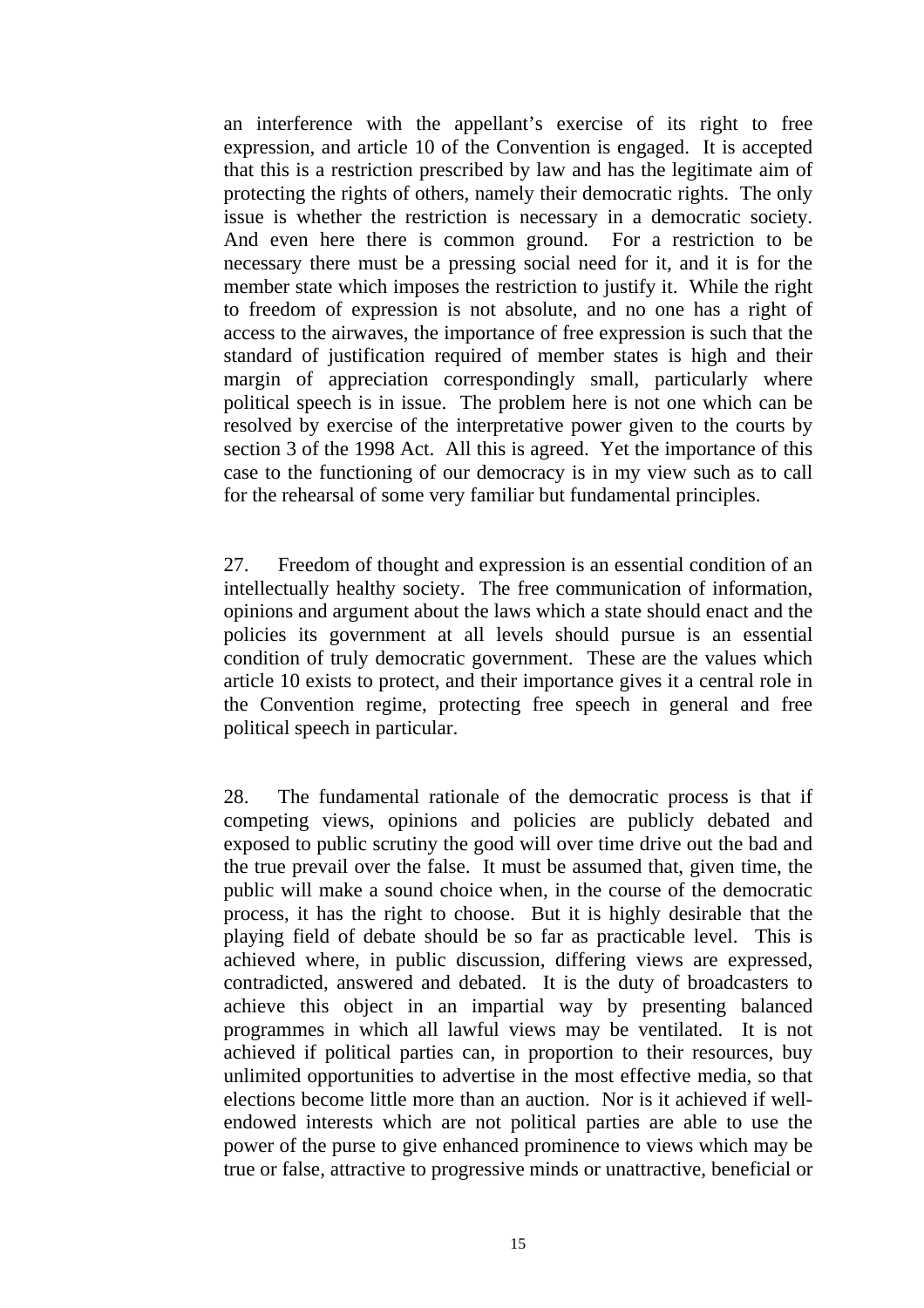an interference with the appellant's exercise of its right to free expression, and article 10 of the Convention is engaged. It is accepted that this is a restriction prescribed by law and has the legitimate aim of protecting the rights of others, namely their democratic rights. The only issue is whether the restriction is necessary in a democratic society. And even here there is common ground. For a restriction to be necessary there must be a pressing social need for it, and it is for the member state which imposes the restriction to justify it. While the right to freedom of expression is not absolute, and no one has a right of access to the airwaves, the importance of free expression is such that the standard of justification required of member states is high and their margin of appreciation correspondingly small, particularly where political speech is in issue. The problem here is not one which can be resolved by exercise of the interpretative power given to the courts by section 3 of the 1998 Act. All this is agreed. Yet the importance of this case to the functioning of our democracy is in my view such as to call for the rehearsal of some very familiar but fundamental principles.

27. Freedom of thought and expression is an essential condition of an intellectually healthy society. The free communication of information, opinions and argument about the laws which a state should enact and the policies its government at all levels should pursue is an essential condition of truly democratic government. These are the values which article 10 exists to protect, and their importance gives it a central role in the Convention regime, protecting free speech in general and free political speech in particular.

28. The fundamental rationale of the democratic process is that if competing views, opinions and policies are publicly debated and exposed to public scrutiny the good will over time drive out the bad and the true prevail over the false. It must be assumed that, given time, the public will make a sound choice when, in the course of the democratic process, it has the right to choose. But it is highly desirable that the playing field of debate should be so far as practicable level. This is achieved where, in public discussion, differing views are expressed, contradicted, answered and debated. It is the duty of broadcasters to achieve this object in an impartial way by presenting balanced programmes in which all lawful views may be ventilated. It is not achieved if political parties can, in proportion to their resources, buy unlimited opportunities to advertise in the most effective media, so that elections become little more than an auction. Nor is it achieved if well-endowed interests which are not political parties are able to use the power of the purse to give enhanced prominence to views which may be true or false, attractive to progressive minds or unattractive, beneficial or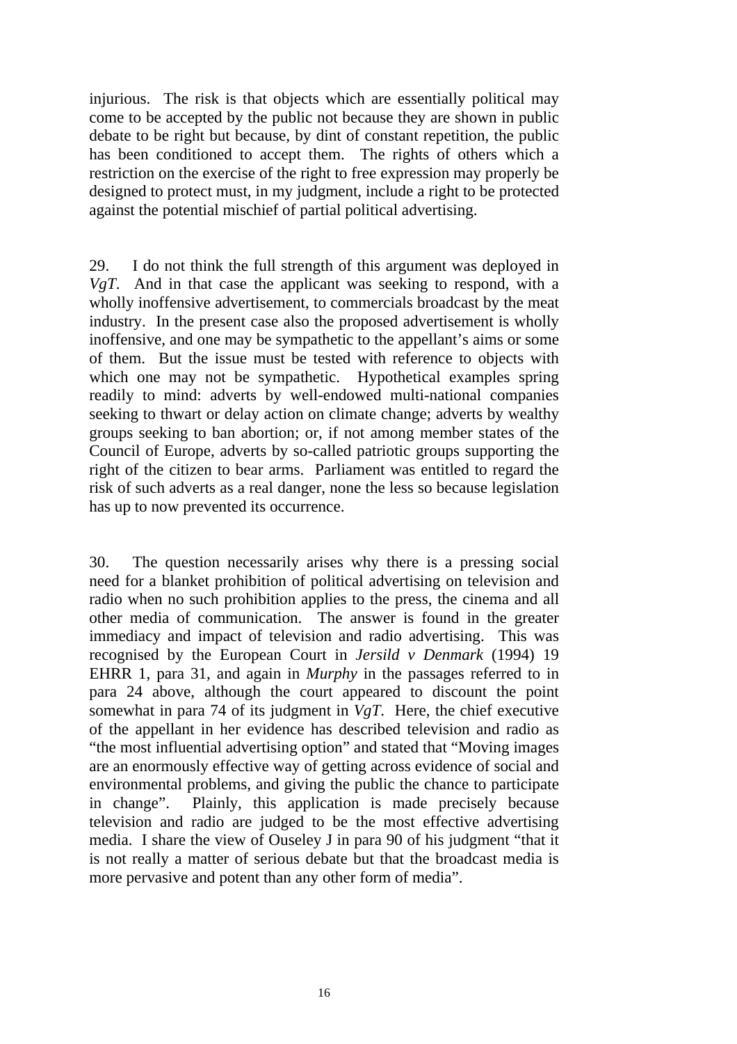injurious. The risk is that objects which are essentially political may come to be accepted by the public not because they are shown in public debate to be right but because, by dint of constant repetition, the public has been conditioned to accept them. The rights of others which a restriction on the exercise of the right to free expression may properly be designed to protect must, in my judgment, include a right to be protected against the potential mischief of partial political advertising.

29. I do not think the full strength of this argument was deployed in *VgT*. And in that case the applicant was seeking to respond, with a wholly inoffensive advertisement, to commercials broadcast by the meat industry. In the present case also the proposed advertisement is wholly inoffensive, and one may be sympathetic to the appellant's aims or some of them. But the issue must be tested with reference to objects with which one may not be sympathetic. Hypothetical examples spring readily to mind: adverts by well-endowed multi-national companies seeking to thwart or delay action on climate change; adverts by wealthy groups seeking to ban abortion; or, if not among member states of the Council of Europe, adverts by so-called patriotic groups supporting the right of the citizen to bear arms. Parliament was entitled to regard the risk of such adverts as a real danger, none the less so because legislation has up to now prevented its occurrence.

30. The question necessarily arises why there is a pressing social need for a blanket prohibition of political advertising on television and radio when no such prohibition applies to the press, the cinema and all other media of communication. The answer is found in the greater immediacy and impact of television and radio advertising. This was recognised by the European Court in *Jersild v Denmark* (1994) 19 EHRR 1, para 31, and again in *Murphy* in the passages referred to in para 24 above, although the court appeared to discount the point somewhat in para 74 of its judgment in *VgT*. Here, the chief executive of the appellant in her evidence has described television and radio as "the most influential advertising option" and stated that "Moving images are an enormously effective way of getting across evidence of social and environmental problems, and giving the public the chance to participate in change". Plainly, this application is made precisely because television and radio are judged to be the most effective advertising media. I share the view of Ouseley J in para 90 of his judgment "that it is not really a matter of serious debate but that the broadcast media is more pervasive and potent than any other form of media".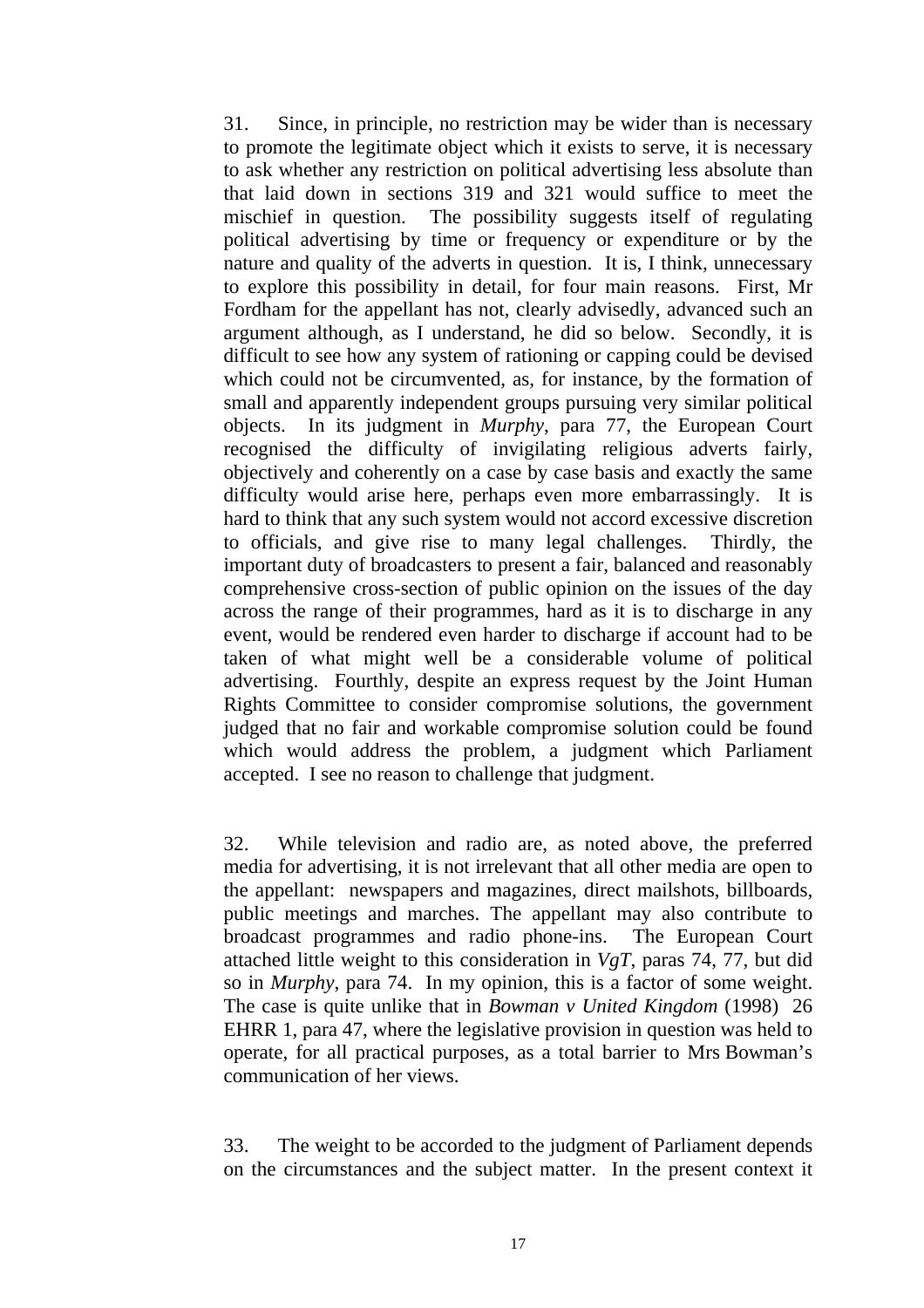31. Since, in principle, no restriction may be wider than is necessary to promote the legitimate object which it exists to serve, it is necessary to ask whether any restriction on political advertising less absolute than that laid down in sections 319 and 321 would suffice to meet the mischief in question. The possibility suggests itself of regulating political advertising by time or frequency or expenditure or by the nature and quality of the adverts in question. It is, I think, unnecessary to explore this possibility in detail, for four main reasons. First, Mr Fordham for the appellant has not, clearly advisedly, advanced such an argument although, as I understand, he did so below. Secondly, it is difficult to see how any system of rationing or capping could be devised which could not be circumvented, as, for instance, by the formation of small and apparently independent groups pursuing very similar political objects. In its judgment in *Murphy*, para 77, the European Court recognised the difficulty of invigilating religious adverts fairly, objectively and coherently on a case by case basis and exactly the same difficulty would arise here, perhaps even more embarrassingly. It is hard to think that any such system would not accord excessive discretion to officials, and give rise to many legal challenges. Thirdly, the important duty of broadcasters to present a fair, balanced and reasonably comprehensive cross-section of public opinion on the issues of the day across the range of their programmes, hard as it is to discharge in any event, would be rendered even harder to discharge if account had to be taken of what might well be a considerable volume of political advertising. Fourthly, despite an express request by the Joint Human Rights Committee to consider compromise solutions, the government judged that no fair and workable compromise solution could be found which would address the problem, a judgment which Parliament accepted. I see no reason to challenge that judgment.

32. While television and radio are, as noted above, the preferred media for advertising, it is not irrelevant that all other media are open to the appellant: newspapers and magazines, direct mailshots, billboards, public meetings and marches. The appellant may also contribute to broadcast programmes and radio phone-ins. The European Court attached little weight to this consideration in *VgT*, paras 74, 77, but did so in *Murphy*, para 74. In my opinion, this is a factor of some weight. The case is quite unlike that in *Bowman v United Kingdom* (1998) 26 EHRR 1, para 47, where the legislative provision in question was held to operate, for all practical purposes, as a total barrier to Mrs Bowman's communication of her views.

33. The weight to be accorded to the judgment of Parliament depends on the circumstances and the subject matter. In the present context it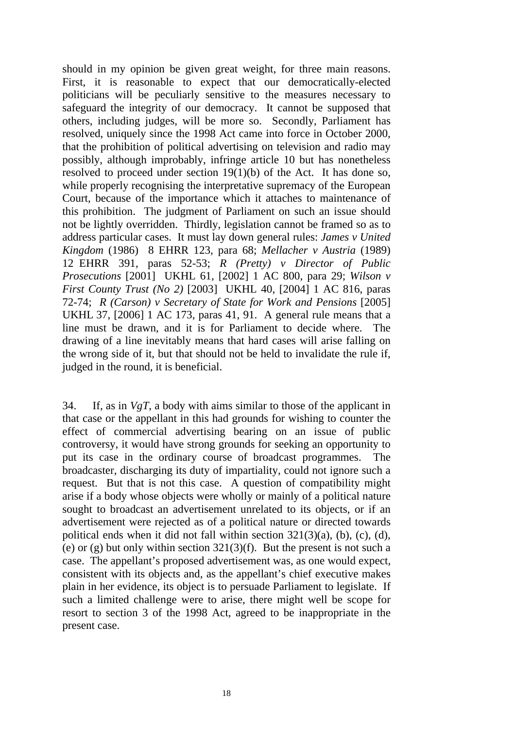should in my opinion be given great weight, for three main reasons. First, it is reasonable to expect that our democratically-elected politicians will be peculiarly sensitive to the measures necessary to safeguard the integrity of our democracy. It cannot be supposed that others, including judges, will be more so. Secondly, Parliament has resolved, uniquely since the 1998 Act came into force in October 2000, that the prohibition of political advertising on television and radio may possibly, although improbably, infringe article 10 but has nonetheless resolved to proceed under section 19(1)(b) of the Act. It has done so, while properly recognising the interpretative supremacy of the European Court, because of the importance which it attaches to maintenance of this prohibition. The judgment of Parliament on such an issue should not be lightly overridden. Thirdly, legislation cannot be framed so as to address particular cases. It must lay down general rules: *James v United Kingdom* (1986) 8 EHRR 123, para 68; *Mellacher v Austria* (1989) 12 EHRR 391, paras 52-53; *R (Pretty) v Director of Public Prosecutions* [2001] UKHL 61, [2002] 1 AC 800, para 29; *Wilson v First County Trust (No 2)* [2003] UKHL 40, [2004] 1 AC 816, paras 72-74; *R (Carson) v Secretary of State for Work and Pensions* [2005] UKHL 37, [2006] 1 AC 173, paras 41, 91. A general rule means that a line must be drawn, and it is for Parliament to decide where. The drawing of a line inevitably means that hard cases will arise falling on the wrong side of it, but that should not be held to invalidate the rule if, judged in the round, it is beneficial.

34. If, as in *VgT*, a body with aims similar to those of the applicant in that case or the appellant in this had grounds for wishing to counter the effect of commercial advertising bearing on an issue of public controversy, it would have strong grounds for seeking an opportunity to put its case in the ordinary course of broadcast programmes. The broadcaster, discharging its duty of impartiality, could not ignore such a request. But that is not this case. A question of compatibility might arise if a body whose objects were wholly or mainly of a political nature sought to broadcast an advertisement unrelated to its objects, or if an advertisement were rejected as of a political nature or directed towards political ends when it did not fall within section 321(3)(a), (b), (c), (d), (e) or (g) but only within section 321(3)(f). But the present is not such a case. The appellant's proposed advertisement was, as one would expect, consistent with its objects and, as the appellant's chief executive makes plain in her evidence, its object is to persuade Parliament to legislate. If such a limited challenge were to arise, there might well be scope for resort to section 3 of the 1998 Act, agreed to be inappropriate in the present case.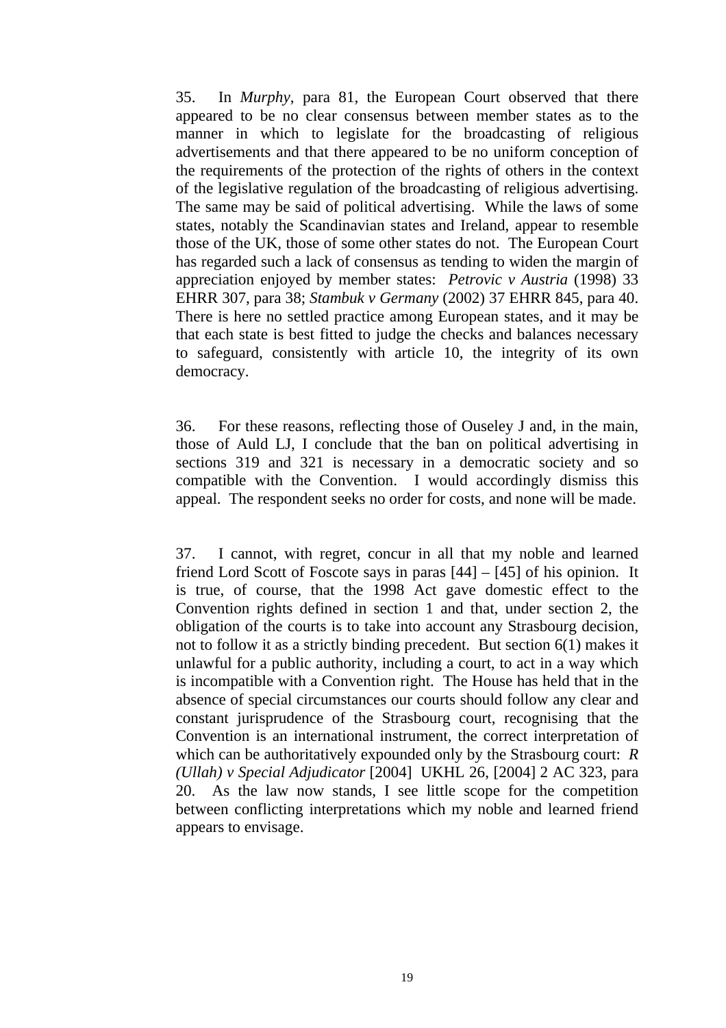35. In *Murphy*, para 81, the European Court observed that there appeared to be no clear consensus between member states as to the manner in which to legislate for the broadcasting of religious advertisements and that there appeared to be no uniform conception of the requirements of the protection of the rights of others in the context of the legislative regulation of the broadcasting of religious advertising. The same may be said of political advertising. While the laws of some states, notably the Scandinavian states and Ireland, appear to resemble those of the UK, those of some other states do not. The European Court has regarded such a lack of consensus as tending to widen the margin of appreciation enjoyed by member states: *Petrovic v Austria* (1998) 33 EHRR 307, para 38; *Stambuk v Germany* (2002) 37 EHRR 845, para 40. There is here no settled practice among European states, and it may be that each state is best fitted to judge the checks and balances necessary to safeguard, consistently with article 10, the integrity of its own democracy.

36. For these reasons, reflecting those of Ouseley J and, in the main, those of Auld LJ, I conclude that the ban on political advertising in sections 319 and 321 is necessary in a democratic society and so compatible with the Convention. I would accordingly dismiss this appeal. The respondent seeks no order for costs, and none will be made.

37. I cannot, with regret, concur in all that my noble and learned friend Lord Scott of Foscote says in paras [44] – [45] of his opinion. It is true, of course, that the 1998 Act gave domestic effect to the Convention rights defined in section 1 and that, under section 2, the obligation of the courts is to take into account any Strasbourg decision, not to follow it as a strictly binding precedent. But section 6(1) makes it unlawful for a public authority, including a court, to act in a way which is incompatible with a Convention right. The House has held that in the absence of special circumstances our courts should follow any clear and constant jurisprudence of the Strasbourg court, recognising that the Convention is an international instrument, the correct interpretation of which can be authoritatively expounded only by the Strasbourg court: *R (Ullah) v Special Adjudicator* [2004] UKHL 26, [2004] 2 AC 323, para 20. As the law now stands, I see little scope for the competition between conflicting interpretations which my noble and learned friend appears to envisage.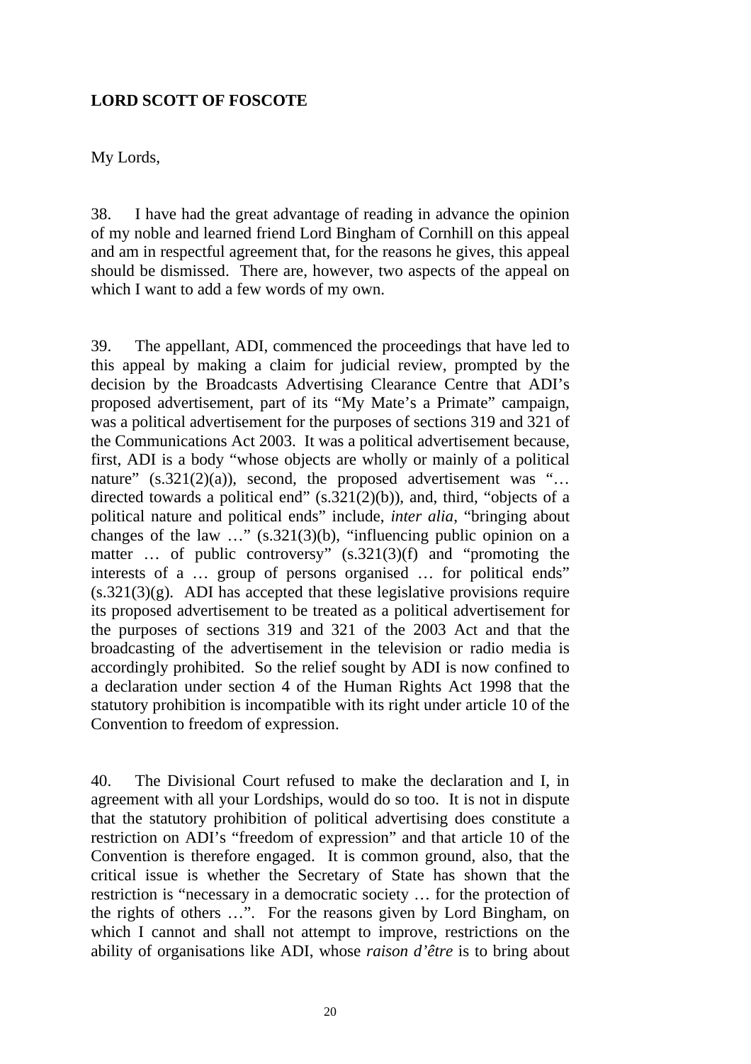**LORD SCOTT OF FOSCOTE**

My Lords,

38. I have had the great advantage of reading in advance the opinion of my noble and learned friend Lord Bingham of Cornhill on this appeal and am in respectful agreement that, for the reasons he gives, this appeal should be dismissed. There are, however, two aspects of the appeal on which I want to add a few words of my own.

39. The appellant, ADI, commenced the proceedings that have led to this appeal by making a claim for judicial review, prompted by the decision by the Broadcasts Advertising Clearance Centre that ADI's proposed advertisement, part of its "My Mate's a Primate" campaign, was a political advertisement for the purposes of sections 319 and 321 of the Communications Act 2003. It was a political advertisement because, first, ADI is a body "whose objects are wholly or mainly of a political nature" (s.321(2)(a)), second, the proposed advertisement was "… directed towards a political end" (s.321(2)(b)), and, third, "objects of a political nature and political ends" include, *inter alia*, "bringing about changes of the law …" (s.321(3)(b), "influencing public opinion on a matter … of public controversy" (s.321(3)(f) and "promoting the interests of a … group of persons organised … for political ends" (s.321(3)(g). ADI has accepted that these legislative provisions require its proposed advertisement to be treated as a political advertisement for the purposes of sections 319 and 321 of the 2003 Act and that the broadcasting of the advertisement in the television or radio media is accordingly prohibited. So the relief sought by ADI is now confined to a declaration under section 4 of the Human Rights Act 1998 that the statutory prohibition is incompatible with its right under article 10 of the Convention to freedom of expression.

40. The Divisional Court refused to make the declaration and I, in agreement with all your Lordships, would do so too. It is not in dispute that the statutory prohibition of political advertising does constitute a restriction on ADI's "freedom of expression" and that article 10 of the Convention is therefore engaged. It is common ground, also, that the critical issue is whether the Secretary of State has shown that the restriction is "necessary in a democratic society … for the protection of the rights of others …". For the reasons given by Lord Bingham, on which I cannot and shall not attempt to improve, restrictions on the ability of organisations like ADI, whose *raison d'être* is to bring about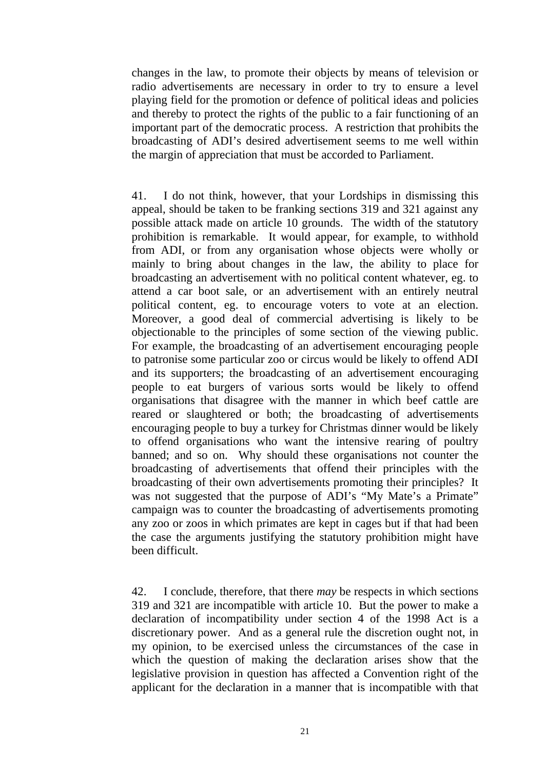changes in the law, to promote their objects by means of television or radio advertisements are necessary in order to try to ensure a level playing field for the promotion or defence of political ideas and policies and thereby to protect the rights of the public to a fair functioning of an important part of the democratic process. A restriction that prohibits the broadcasting of ADI's desired advertisement seems to me well within the margin of appreciation that must be accorded to Parliament.

41. I do not think, however, that your Lordships in dismissing this appeal, should be taken to be franking sections 319 and 321 against any possible attack made on article 10 grounds. The width of the statutory prohibition is remarkable. It would appear, for example, to withhold from ADI, or from any organisation whose objects were wholly or mainly to bring about changes in the law, the ability to place for broadcasting an advertisement with no political content whatever, eg. to attend a car boot sale, or an advertisement with an entirely neutral political content, eg. to encourage voters to vote at an election. Moreover, a good deal of commercial advertising is likely to be objectionable to the principles of some section of the viewing public. For example, the broadcasting of an advertisement encouraging people to patronise some particular zoo or circus would be likely to offend ADI and its supporters; the broadcasting of an advertisement encouraging people to eat burgers of various sorts would be likely to offend organisations that disagree with the manner in which beef cattle are reared or slaughtered or both; the broadcasting of advertisements encouraging people to buy a turkey for Christmas dinner would be likely to offend organisations who want the intensive rearing of poultry banned; and so on. Why should these organisations not counter the broadcasting of advertisements that offend their principles with the broadcasting of their own advertisements promoting their principles? It was not suggested that the purpose of ADI's "My Mate's a Primate" campaign was to counter the broadcasting of advertisements promoting any zoo or zoos in which primates are kept in cages but if that had been the case the arguments justifying the statutory prohibition might have been difficult.

42. I conclude, therefore, that there *may* be respects in which sections 319 and 321 are incompatible with article 10. But the power to make a declaration of incompatibility under section 4 of the 1998 Act is a discretionary power. And as a general rule the discretion ought not, in my opinion, to be exercised unless the circumstances of the case in which the question of making the declaration arises show that the legislative provision in question has affected a Convention right of the applicant for the declaration in a manner that is incompatible with that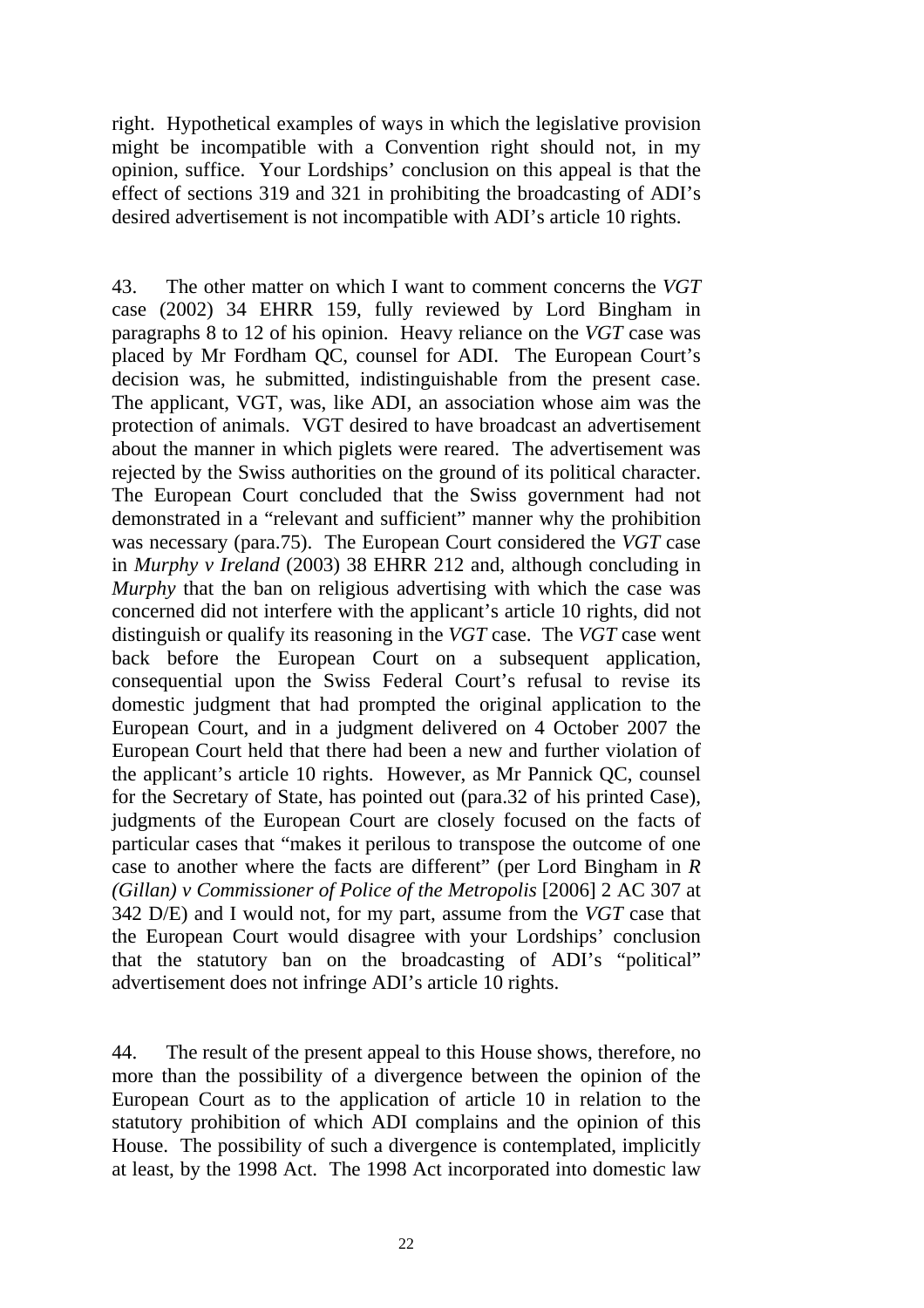right. Hypothetical examples of ways in which the legislative provision might be incompatible with a Convention right should not, in my opinion, suffice. Your Lordships' conclusion on this appeal is that the effect of sections 319 and 321 in prohibiting the broadcasting of ADI's desired advertisement is not incompatible with ADI's article 10 rights.

43. The other matter on which I want to comment concerns the *VGT* case (2002) 34 EHRR 159, fully reviewed by Lord Bingham in paragraphs 8 to 12 of his opinion. Heavy reliance on the *VGT* case was placed by Mr Fordham QC, counsel for ADI. The European Court's decision was, he submitted, indistinguishable from the present case. The applicant, VGT, was, like ADI, an association whose aim was the protection of animals. VGT desired to have broadcast an advertisement about the manner in which piglets were reared. The advertisement was rejected by the Swiss authorities on the ground of its political character. The European Court concluded that the Swiss government had not demonstrated in a "relevant and sufficient" manner why the prohibition was necessary (para.75). The European Court considered the *VGT* case in *Murphy v Ireland* (2003) 38 EHRR 212 and, although concluding in *Murphy* that the ban on religious advertising with which the case was concerned did not interfere with the applicant's article 10 rights, did not distinguish or qualify its reasoning in the *VGT* case. The *VGT* case went back before the European Court on a subsequent application, consequential upon the Swiss Federal Court's refusal to revise its domestic judgment that had prompted the original application to the European Court, and in a judgment delivered on 4 October 2007 the European Court held that there had been a new and further violation of the applicant's article 10 rights. However, as Mr Pannick QC, counsel for the Secretary of State, has pointed out (para.32 of his printed Case), judgments of the European Court are closely focused on the facts of particular cases that "makes it perilous to transpose the outcome of one case to another where the facts are different" (per Lord Bingham in *R (Gillan) v Commissioner of Police of the Metropolis* [2006] 2 AC 307 at 342 D/E) and I would not, for my part, assume from the *VGT* case that the European Court would disagree with your Lordships' conclusion that the statutory ban on the broadcasting of ADI's "political" advertisement does not infringe ADI's article 10 rights.

44. The result of the present appeal to this House shows, therefore, no more than the possibility of a divergence between the opinion of the European Court as to the application of article 10 in relation to the statutory prohibition of which ADI complains and the opinion of this House. The possibility of such a divergence is contemplated, implicitly at least, by the 1998 Act. The 1998 Act incorporated into domestic law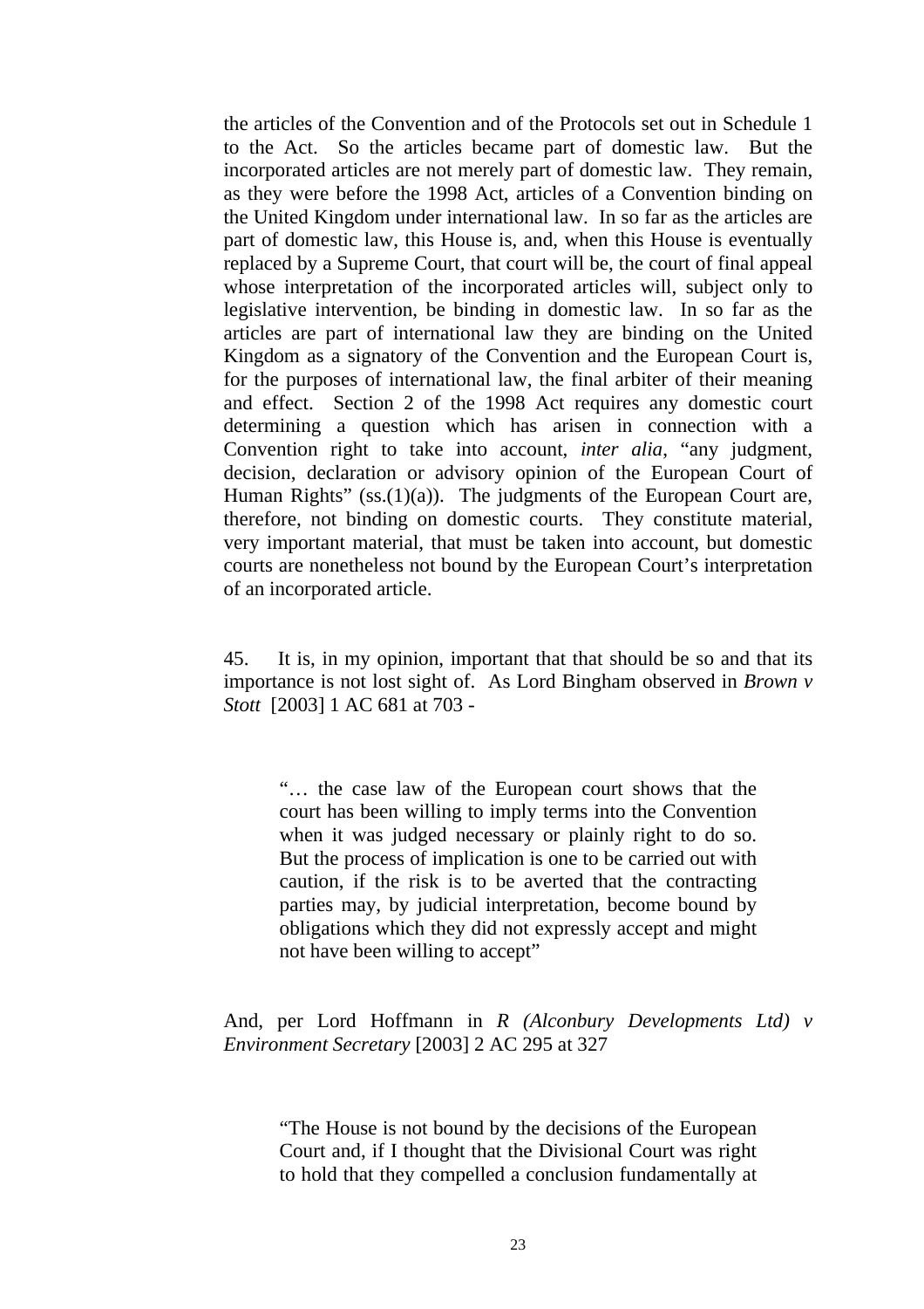the articles of the Convention and of the Protocols set out in Schedule 1 to the Act. So the articles became part of domestic law. But the incorporated articles are not merely part of domestic law. They remain, as they were before the 1998 Act, articles of a Convention binding on the United Kingdom under international law. In so far as the articles are part of domestic law, this House is, and, when this House is eventually replaced by a Supreme Court, that court will be, the court of final appeal whose interpretation of the incorporated articles will, subject only to legislative intervention, be binding in domestic law. In so far as the articles are part of international law they are binding on the United Kingdom as a signatory of the Convention and the European Court is, for the purposes of international law, the final arbiter of their meaning and effect. Section 2 of the 1998 Act requires any domestic court determining a question which has arisen in connection with a Convention right to take into account, *inter alia*, "any judgment, decision, declaration or advisory opinion of the European Court of Human Rights" (ss.(1)(a)). The judgments of the European Court are, therefore, not binding on domestic courts. They constitute material, very important material, that must be taken into account, but domestic courts are nonetheless not bound by the European Court's interpretation of an incorporated article.

45. It is, in my opinion, important that that should be so and that its importance is not lost sight of. As Lord Bingham observed in *Brown v Stott* [2003] 1 AC 681 at 703 -

> "… the case law of the European court shows that the court has been willing to imply terms into the Convention when it was judged necessary or plainly right to do so. But the process of implication is one to be carried out with caution, if the risk is to be averted that the contracting parties may, by judicial interpretation, become bound by obligations which they did not expressly accept and might not have been willing to accept"

And, per Lord Hoffmann in *R (Alconbury Developments Ltd) v Environment Secretary* [2003] 2 AC 295 at 327

> "The House is not bound by the decisions of the European Court and, if I thought that the Divisional Court was right to hold that they compelled a conclusion fundamentally at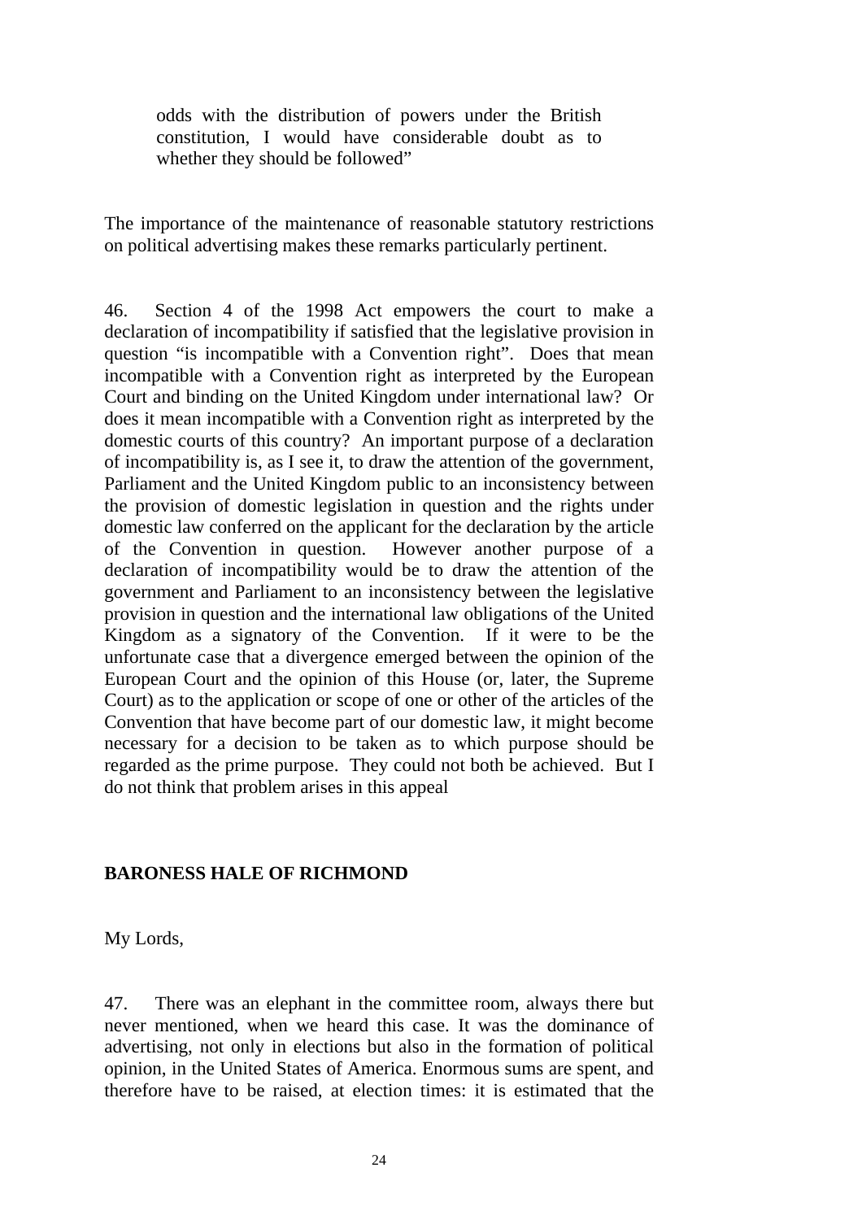> odds with the distribution of powers under the British constitution, I would have considerable doubt as to whether they should be followed"

The importance of the maintenance of reasonable statutory restrictions on political advertising makes these remarks particularly pertinent.

46. Section 4 of the 1998 Act empowers the court to make a declaration of incompatibility if satisfied that the legislative provision in question "is incompatible with a Convention right". Does that mean incompatible with a Convention right as interpreted by the European Court and binding on the United Kingdom under international law? Or does it mean incompatible with a Convention right as interpreted by the domestic courts of this country? An important purpose of a declaration of incompatibility is, as I see it, to draw the attention of the government, Parliament and the United Kingdom public to an inconsistency between the provision of domestic legislation in question and the rights under domestic law conferred on the applicant for the declaration by the article of the Convention in question. However another purpose of a declaration of incompatibility would be to draw the attention of the government and Parliament to an inconsistency between the legislative provision in question and the international law obligations of the United Kingdom as a signatory of the Convention. If it were to be the unfortunate case that a divergence emerged between the opinion of the European Court and the opinion of this House (or, later, the Supreme Court) as to the application or scope of one or other of the articles of the Convention that have become part of our domestic law, it might become necessary for a decision to be taken as to which purpose should be regarded as the prime purpose. They could not both be achieved. But I do not think that problem arises in this appeal

**BARONESS HALE OF RICHMOND**

My Lords,

47. There was an elephant in the committee room, always there but never mentioned, when we heard this case. It was the dominance of advertising, not only in elections but also in the formation of political opinion, in the United States of America. Enormous sums are spent, and therefore have to be raised, at election times: it is estimated that the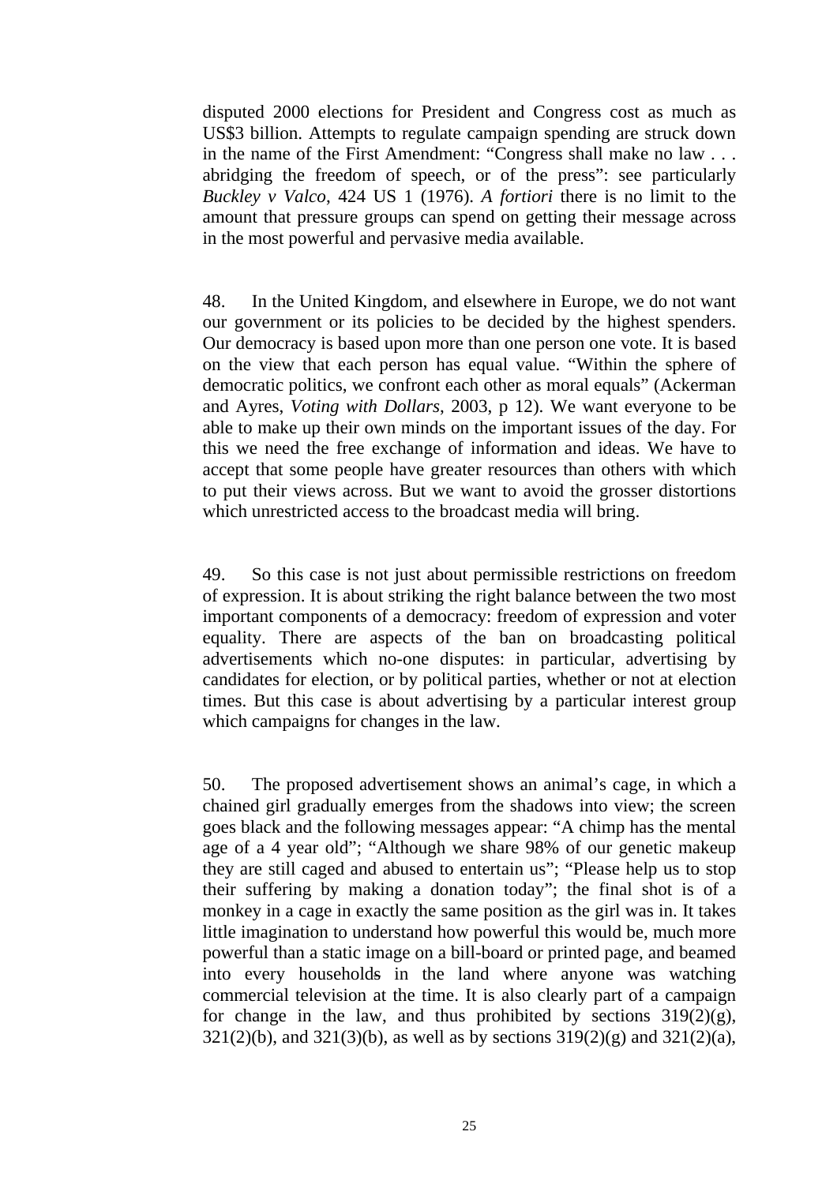disputed 2000 elections for President and Congress cost as much as US$3 billion. Attempts to regulate campaign spending are struck down in the name of the First Amendment: "Congress shall make no law . . . abridging the freedom of speech, or of the press": see particularly *Buckley v Valco*, 424 US 1 (1976). *A fortiori* there is no limit to the amount that pressure groups can spend on getting their message across in the most powerful and pervasive media available.

48. In the United Kingdom, and elsewhere in Europe, we do not want our government or its policies to be decided by the highest spenders. Our democracy is based upon more than one person one vote. It is based on the view that each person has equal value. "Within the sphere of democratic politics, we confront each other as moral equals" (Ackerman and Ayres, *Voting with Dollars*, 2003, p 12). We want everyone to be able to make up their own minds on the important issues of the day. For this we need the free exchange of information and ideas. We have to accept that some people have greater resources than others with which to put their views across. But we want to avoid the grosser distortions which unrestricted access to the broadcast media will bring.

49. So this case is not just about permissible restrictions on freedom of expression. It is about striking the right balance between the two most important components of a democracy: freedom of expression and voter equality. There are aspects of the ban on broadcasting political advertisements which no-one disputes: in particular, advertising by candidates for election, or by political parties, whether or not at election times. But this case is about advertising by a particular interest group which campaigns for changes in the law.

50. The proposed advertisement shows an animal's cage, in which a chained girl gradually emerges from the shadows into view; the screen goes black and the following messages appear: "A chimp has the mental age of a 4 year old"; "Although we share 98% of our genetic makeup they are still caged and abused to entertain us"; "Please help us to stop their suffering by making a donation today"; the final shot is of a monkey in a cage in exactly the same position as the girl was in. It takes little imagination to understand how powerful this would be, much more powerful than a static image on a bill-board or printed page, and beamed into every households in the land where anyone was watching commercial television at the time. It is also clearly part of a campaign for change in the law, and thus prohibited by sections 319(2)(g), 321(2)(b), and 321(3)(b), as well as by sections 319(2)(g) and 321(2)(a),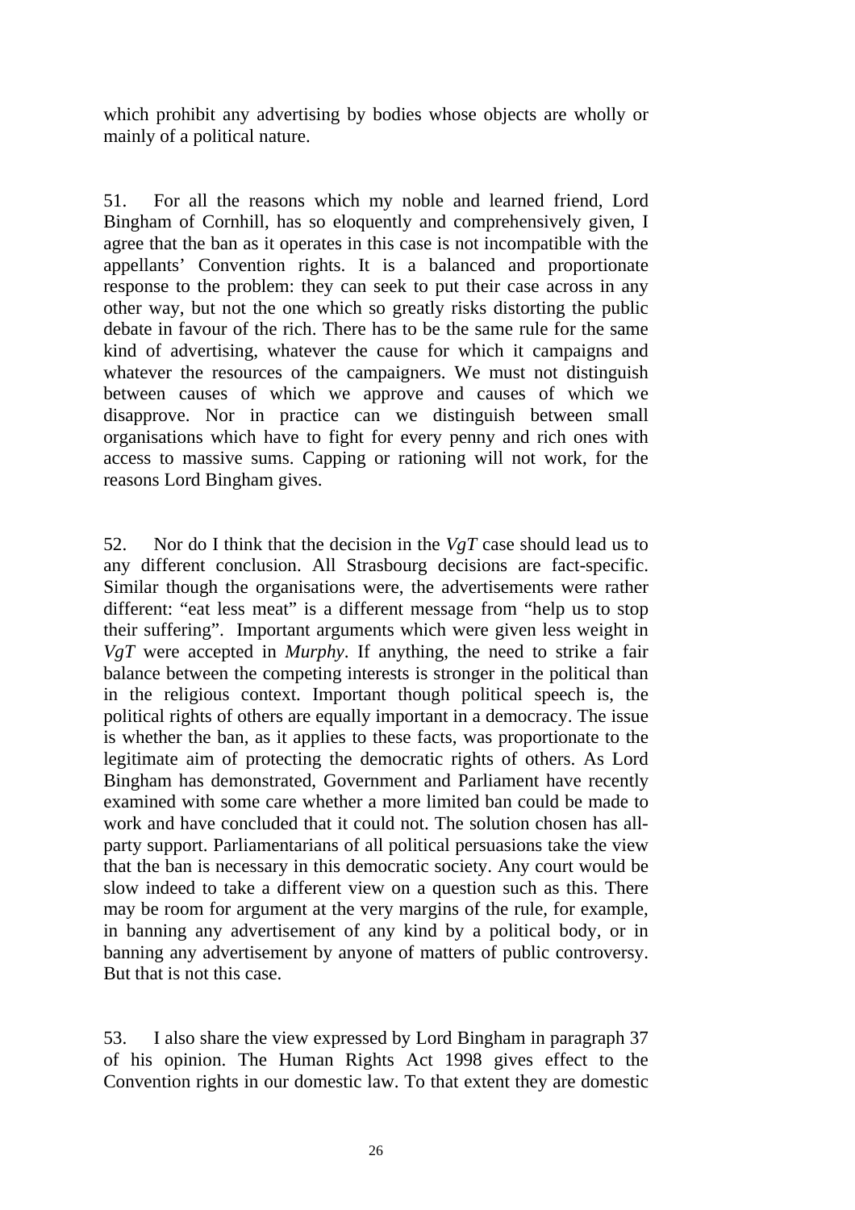which prohibit any advertising by bodies whose objects are wholly or mainly of a political nature.

51. For all the reasons which my noble and learned friend, Lord Bingham of Cornhill, has so eloquently and comprehensively given, I agree that the ban as it operates in this case is not incompatible with the appellants' Convention rights. It is a balanced and proportionate response to the problem: they can seek to put their case across in any other way, but not the one which so greatly risks distorting the public debate in favour of the rich. There has to be the same rule for the same kind of advertising, whatever the cause for which it campaigns and whatever the resources of the campaigners. We must not distinguish between causes of which we approve and causes of which we disapprove. Nor in practice can we distinguish between small organisations which have to fight for every penny and rich ones with access to massive sums. Capping or rationing will not work, for the reasons Lord Bingham gives.

52. Nor do I think that the decision in the *VgT* case should lead us to any different conclusion. All Strasbourg decisions are fact-specific. Similar though the organisations were, the advertisements were rather different: "eat less meat" is a different message from "help us to stop their suffering". Important arguments which were given less weight in *VgT* were accepted in *Murphy*. If anything, the need to strike a fair balance between the competing interests is stronger in the political than in the religious context. Important though political speech is, the political rights of others are equally important in a democracy. The issue is whether the ban, as it applies to these facts, was proportionate to the legitimate aim of protecting the democratic rights of others. As Lord Bingham has demonstrated, Government and Parliament have recently examined with some care whether a more limited ban could be made to work and have concluded that it could not. The solution chosen has all-party support. Parliamentarians of all political persuasions take the view that the ban is necessary in this democratic society. Any court would be slow indeed to take a different view on a question such as this. There may be room for argument at the very margins of the rule, for example, in banning any advertisement of any kind by a political body, or in banning any advertisement by anyone of matters of public controversy. But that is not this case.

53. I also share the view expressed by Lord Bingham in paragraph 37 of his opinion. The Human Rights Act 1998 gives effect to the Convention rights in our domestic law. To that extent they are domestic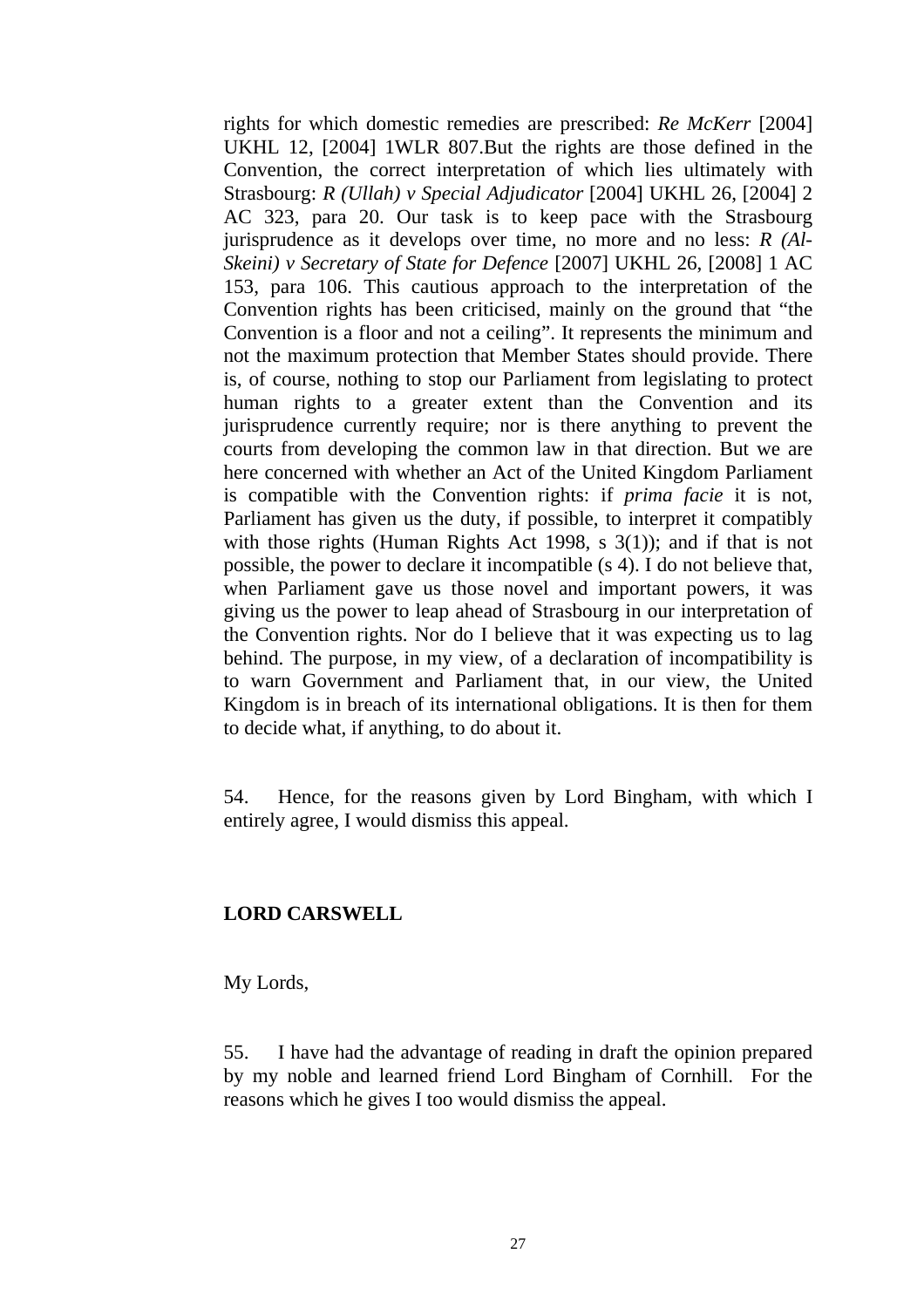rights for which domestic remedies are prescribed: *Re McKerr* [2004] UKHL 12, [2004] 1WLR 807.But the rights are those defined in the Convention, the correct interpretation of which lies ultimately with Strasbourg: *R (Ullah) v Special Adjudicator* [2004] UKHL 26, [2004] 2 AC 323, para 20. Our task is to keep pace with the Strasbourg jurisprudence as it develops over time, no more and no less: *R (Al-Skeini) v Secretary of State for Defence* [2007] UKHL 26, [2008] 1 AC 153, para 106. This cautious approach to the interpretation of the Convention rights has been criticised, mainly on the ground that "the Convention is a floor and not a ceiling". It represents the minimum and not the maximum protection that Member States should provide. There is, of course, nothing to stop our Parliament from legislating to protect human rights to a greater extent than the Convention and its jurisprudence currently require; nor is there anything to prevent the courts from developing the common law in that direction. But we are here concerned with whether an Act of the United Kingdom Parliament is compatible with the Convention rights: if *prima facie* it is not, Parliament has given us the duty, if possible, to interpret it compatibly with those rights (Human Rights Act 1998, s 3(1)); and if that is not possible, the power to declare it incompatible (s 4). I do not believe that, when Parliament gave us those novel and important powers, it was giving us the power to leap ahead of Strasbourg in our interpretation of the Convention rights. Nor do I believe that it was expecting us to lag behind. The purpose, in my view, of a declaration of incompatibility is to warn Government and Parliament that, in our view, the United Kingdom is in breach of its international obligations. It is then for them to decide what, if anything, to do about it.

54. Hence, for the reasons given by Lord Bingham, with which I entirely agree, I would dismiss this appeal.

**LORD CARSWELL**

My Lords,

55. I have had the advantage of reading in draft the opinion prepared by my noble and learned friend Lord Bingham of Cornhill. For the reasons which he gives I too would dismiss the appeal.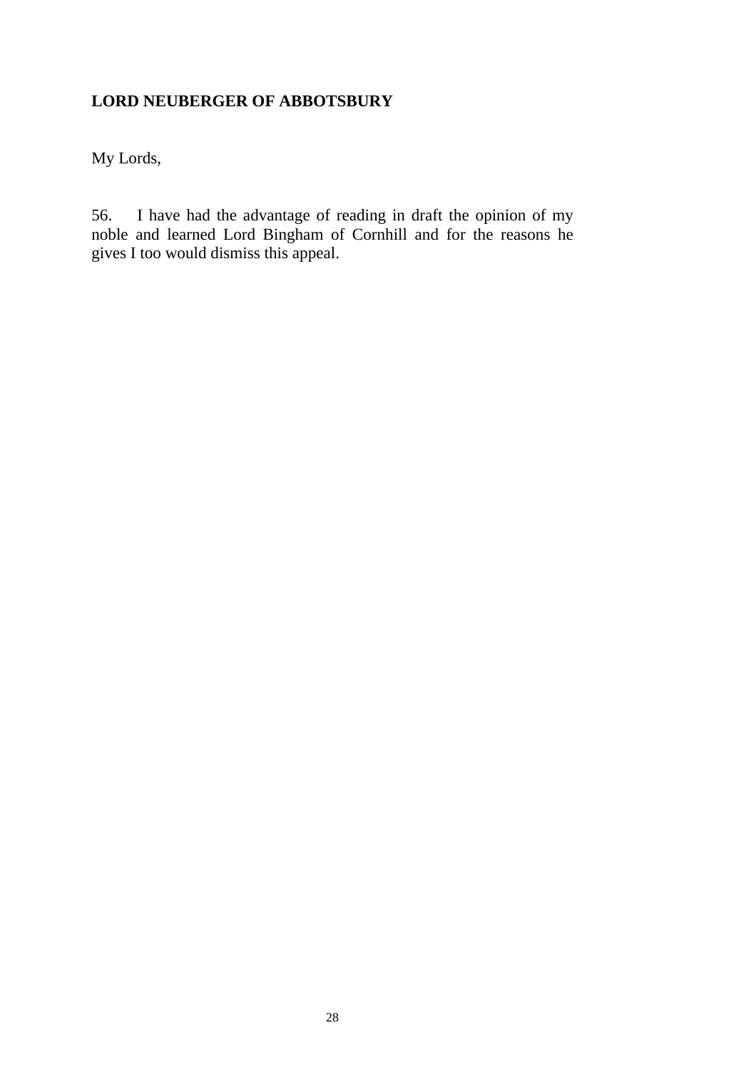**LORD NEUBERGER OF ABBOTSBURY**

My Lords,

56. I have had the advantage of reading in draft the opinion of my noble and learned Lord Bingham of Cornhill and for the reasons he gives I too would dismiss this appeal.